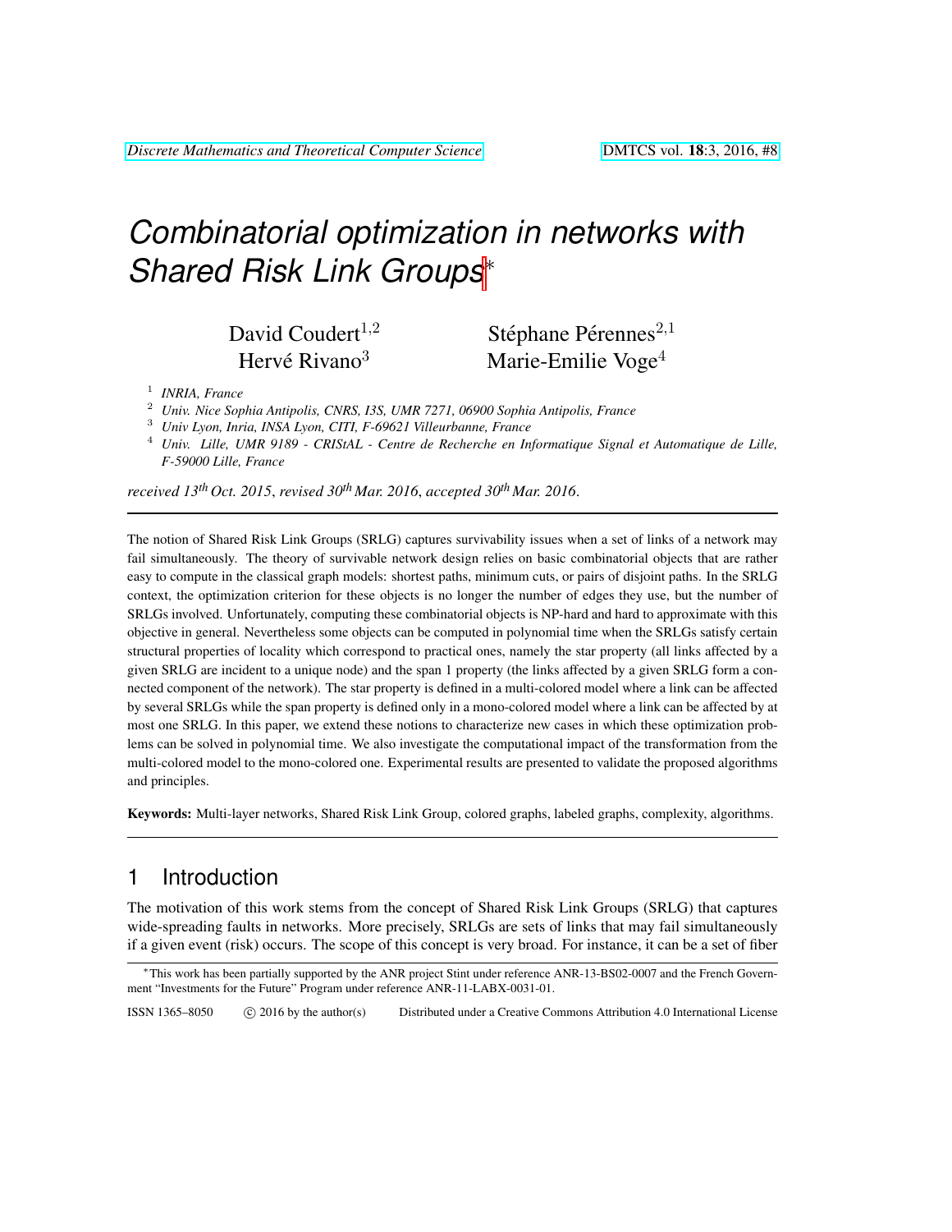# Combinatorial optimization in networks with Shared Risk Link Groups[*]

David Coudert[1,2] Stéphane Pérennes[2,1]
Hervé Rivano[3] Marie-Emilie Voge[4]

[1] *INRIA, France*
[2] *Univ. Nice Sophia Antipolis, CNRS, I3S, UMR 7271, 06900 Sophia Antipolis, France*
[3] *Univ Lyon, Inria, INSA Lyon, CITI, F-69621 Villeurbanne, France*
[4] *Univ. Lille, UMR 9189 - CRIStAL - Centre de Recherche en Informatique Signal et Automatique de Lille, F-59000 Lille, France*

*received 13th Oct. 2015, revised 30th Mar. 2016, accepted 30th Mar. 2016.*

The notion of Shared Risk Link Groups (SRLG) captures survivability issues when a set of links of a network may fail simultaneously. The theory of survivable network design relies on basic combinatorial objects that are rather easy to compute in the classical graph models: shortest paths, minimum cuts, or pairs of disjoint paths. In the SRLG context, the optimization criterion for these objects is no longer the number of edges they use, but the number of SRLGs involved. Unfortunately, computing these combinatorial objects is NP-hard and hard to approximate with this objective in general. Nevertheless some objects can be computed in polynomial time when the SRLGs satisfy certain structural properties of locality which correspond to practical ones, namely the star property (all links affected by a given SRLG are incident to a unique node) and the span 1 property (the links affected by a given SRLG form a connected component of the network). The star property is defined in a multi-colored model where a link can be affected by several SRLGs while the span property is defined only in a mono-colored model where a link can be affected by at most one SRLG. In this paper, we extend these notions to characterize new cases in which these optimization problems can be solved in polynomial time. We also investigate the computational impact of the transformation from the multi-colored model to the mono-colored one. Experimental results are presented to validate the proposed algorithms and principles.

**Keywords:** Multi-layer networks, Shared Risk Link Group, colored graphs, labeled graphs, complexity, algorithms.

## 1 Introduction

The motivation of this work stems from the concept of Shared Risk Link Groups (SRLG) that captures wide-spreading faults in networks. More precisely, SRLGs are sets of links that may fail simultaneously if a given event (risk) occurs. The scope of this concept is very broad. For instance, it can be a set of fiber

[*]This work has been partially supported by the ANR project Stint under reference ANR-13-BS02-0007 and the French Government "Investments for the Future" Program under reference ANR-11-LABX-0031-01.

ISSN 1365–8050 © 2016 by the author(s) Distributed under a Creative Commons Attribution 4.0 International License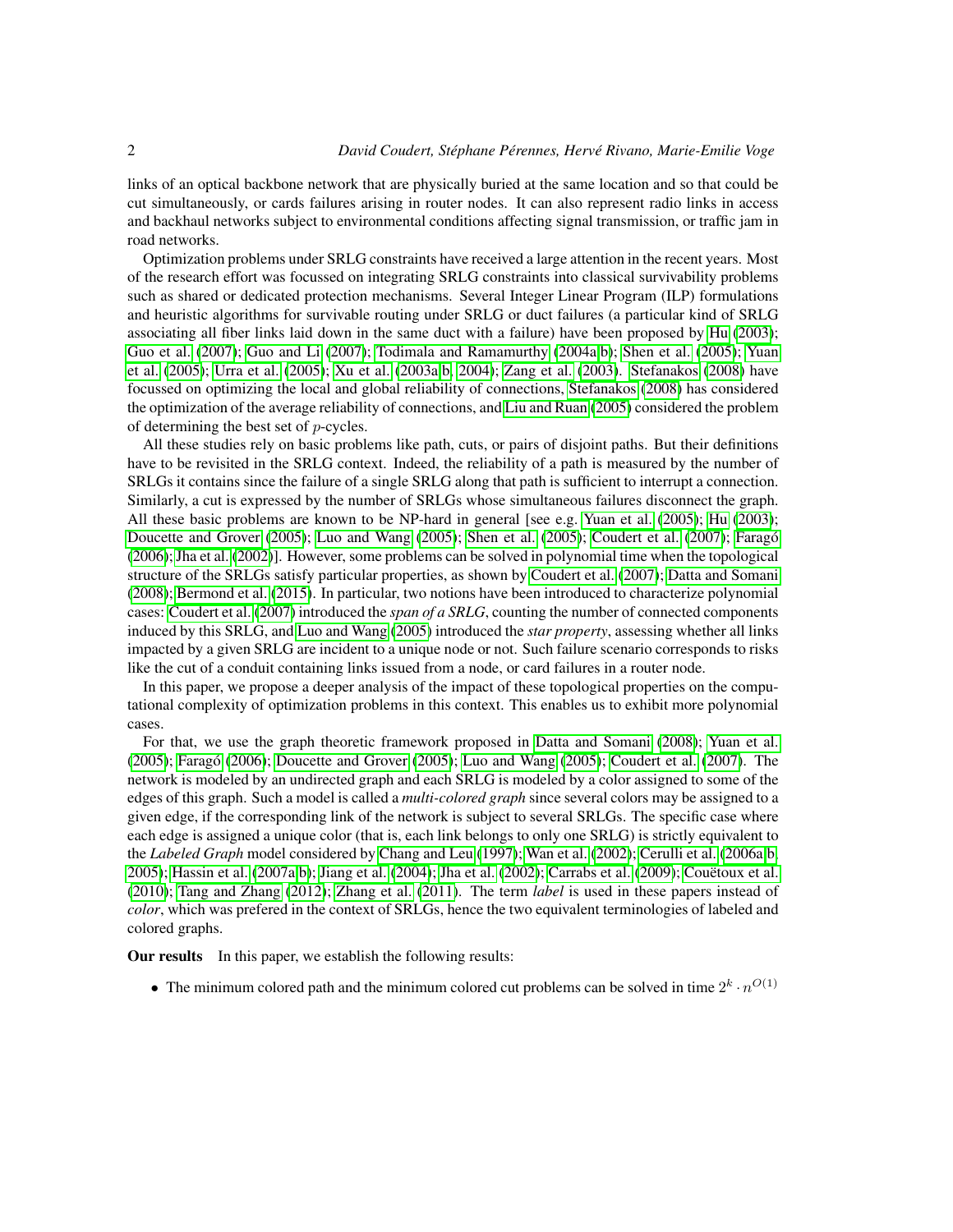links of an optical backbone network that are physically buried at the same location and so that could be cut simultaneously, or cards failures arising in router nodes. It can also represent radio links in access and backhaul networks subject to environmental conditions affecting signal transmission, or traffic jam in road networks.

Optimization problems under SRLG constraints have received a large attention in the recent years. Most of the research effort was focussed on integrating SRLG constraints into classical survivability problems such as shared or dedicated protection mechanisms. Several Integer Linear Program (ILP) formulations and heuristic algorithms for survivable routing under SRLG or duct failures (a particular kind of SRLG associating all fiber links laid down in the same duct with a failure) have been proposed by Hu (2003); Guo et al. (2007); Guo and Li (2007); Todimala and Ramamurthy (2004a,b); Shen et al. (2005); Yuan et al. (2005); Urra et al. (2005); Xu et al. (2003a,b, 2004); Zang et al. (2003). Stefanakos (2008) have focussed on optimizing the local and global reliability of connections, Stefanakos (2008) has considered the optimization of the average reliability of connections, and Liu and Ruan (2005) considered the problem of determining the best set of $p$-cycles.

All these studies rely on basic problems like path, cuts, or pairs of disjoint paths. But their definitions have to be revisited in the SRLG context. Indeed, the reliability of a path is measured by the number of SRLGs it contains since the failure of a single SRLG along that path is sufficient to interrupt a connection. Similarly, a cut is expressed by the number of SRLGs whose simultaneous failures disconnect the graph. All these basic problems are known to be NP-hard in general [see e.g. Yuan et al. (2005); Hu (2003); Doucette and Grover (2005); Luo and Wang (2005); Shen et al. (2005); Coudert et al. (2007); Faragó (2006); Jha et al. (2002)]. However, some problems can be solved in polynomial time when the topological structure of the SRLGs satisfy particular properties, as shown by Coudert et al. (2007); Datta and Somani (2008); Bermond et al. (2015). In particular, two notions have been introduced to characterize polynomial cases: Coudert et al. (2007) introduced the *span of a SRLG*, counting the number of connected components induced by this SRLG, and Luo and Wang (2005) introduced the *star property*, assessing whether all links impacted by a given SRLG are incident to a unique node or not. Such failure scenario corresponds to risks like the cut of a conduit containing links issued from a node, or card failures in a router node.

In this paper, we propose a deeper analysis of the impact of these topological properties on the computational complexity of optimization problems in this context. This enables us to exhibit more polynomial cases.

For that, we use the graph theoretic framework proposed in Datta and Somani (2008); Yuan et al. (2005); Faragó (2006); Doucette and Grover (2005); Luo and Wang (2005); Coudert et al. (2007). The network is modeled by an undirected graph and each SRLG is modeled by a color assigned to some of the edges of this graph. Such a model is called a *multi-colored graph* since several colors may be assigned to a given edge, if the corresponding link of the network is subject to several SRLGs. The specific case where each edge is assigned a unique color (that is, each link belongs to only one SRLG) is strictly equivalent to the *Labeled Graph* model considered by Chang and Leu (1997); Wan et al. (2002); Cerulli et al. (2006a,b, 2005); Hassin et al. (2007a,b); Jiang et al. (2004); Jha et al. (2002); Carrabs et al. (2009); Couëtoux et al. (2010); Tang and Zhang (2012); Zhang et al. (2011). The term *label* is used in these papers instead of *color*, which was prefered in the context of SRLGs, hence the two equivalent terminologies of labeled and colored graphs.

**Our results** In this paper, we establish the following results:

- The minimum colored path and the minimum colored cut problems can be solved in time $2^k \cdot n^{O(1)}$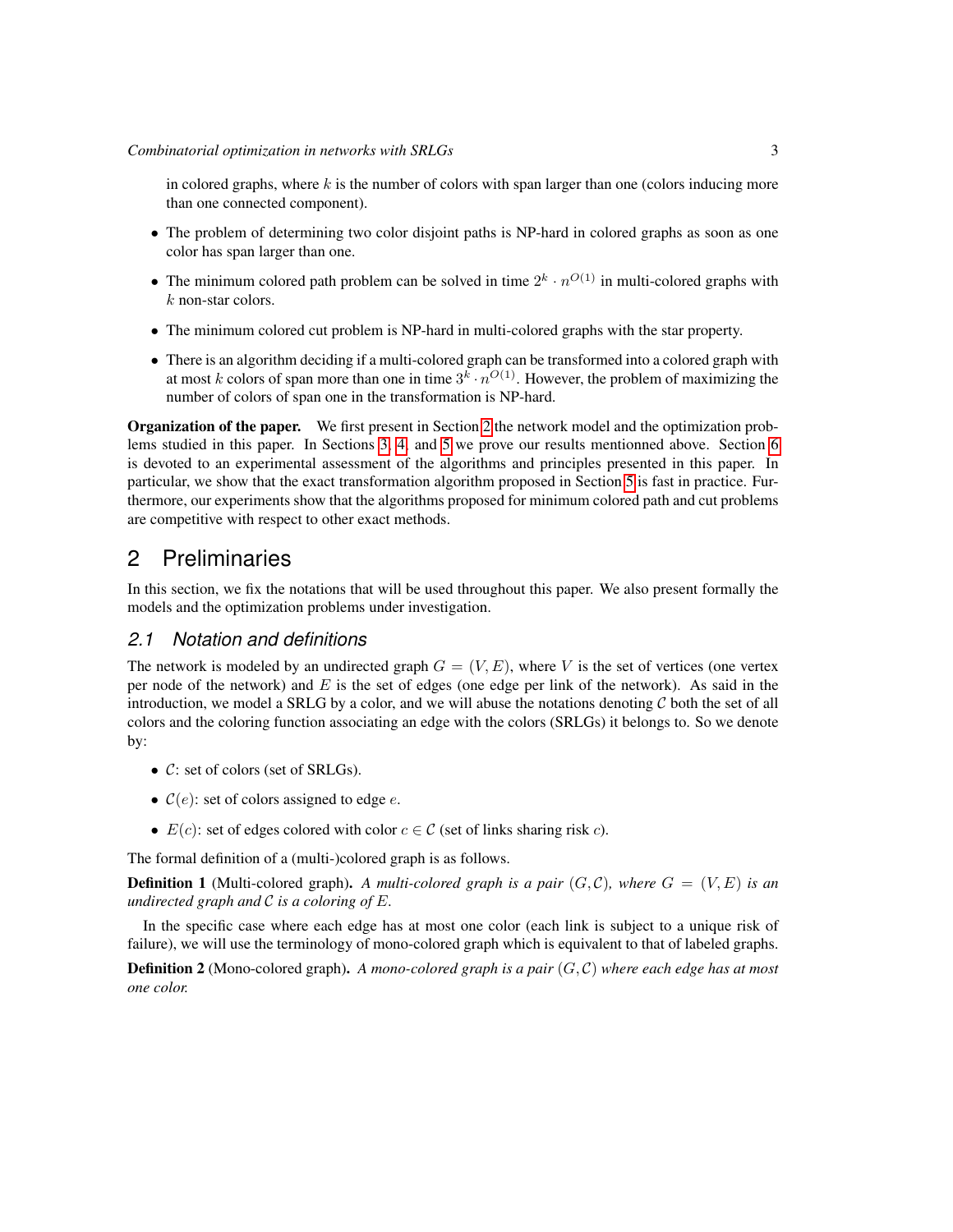in colored graphs, where $k$ is the number of colors with span larger than one (colors inducing more than one connected component).

- The problem of determining two color disjoint paths is NP-hard in colored graphs as soon as one color has span larger than one.
- The minimum colored path problem can be solved in time $2^k \cdot n^{O(1)}$ in multi-colored graphs with $k$ non-star colors.
- The minimum colored cut problem is NP-hard in multi-colored graphs with the star property.
- There is an algorithm deciding if a multi-colored graph can be transformed into a colored graph with at most $k$ colors of span more than one in time $3^k \cdot n^{O(1)}$. However, the problem of maximizing the number of colors of span one in the transformation is NP-hard.

**Organization of the paper.** We first present in Section 2 the network model and the optimization problems studied in this paper. In Sections 3, 4, and 5 we prove our results mentionned above. Section 6 is devoted to an experimental assessment of the algorithms and principles presented in this paper. In particular, we show that the exact transformation algorithm proposed in Section 5 is fast in practice. Furthermore, our experiments show that the algorithms proposed for minimum colored path and cut problems are competitive with respect to other exact methods.

# 2 Preliminaries

In this section, we fix the notations that will be used throughout this paper. We also present formally the models and the optimization problems under investigation.

## 2.1 Notation and definitions

The network is modeled by an undirected graph $G = (V, E)$, where $V$ is the set of vertices (one vertex per node of the network) and $E$ is the set of edges (one edge per link of the network). As said in the introduction, we model a SRLG by a color, and we will abuse the notations denoting $\mathcal{C}$ both the set of all colors and the coloring function associating an edge with the colors (SRLGs) it belongs to. So we denote by:

- $\mathcal{C}$: set of colors (set of SRLGs).
- $\mathcal{C}(e)$: set of colors assigned to edge $e$.
- $E(c)$: set of edges colored with color $c \in \mathcal{C}$ (set of links sharing risk $c$).

The formal definition of a (multi-)colored graph is as follows.

**Definition 1** (Multi-colored graph)**.** *A multi-colored graph is a pair $(G, \mathcal{C})$, where $G = (V, E)$ is an undirected graph and $\mathcal{C}$ is a coloring of $E$.*

In the specific case where each edge has at most one color (each link is subject to a unique risk of failure), we will use the terminology of mono-colored graph which is equivalent to that of labeled graphs.

**Definition 2** (Mono-colored graph)**.** *A mono-colored graph is a pair $(G, \mathcal{C})$ where each edge has at most one color.*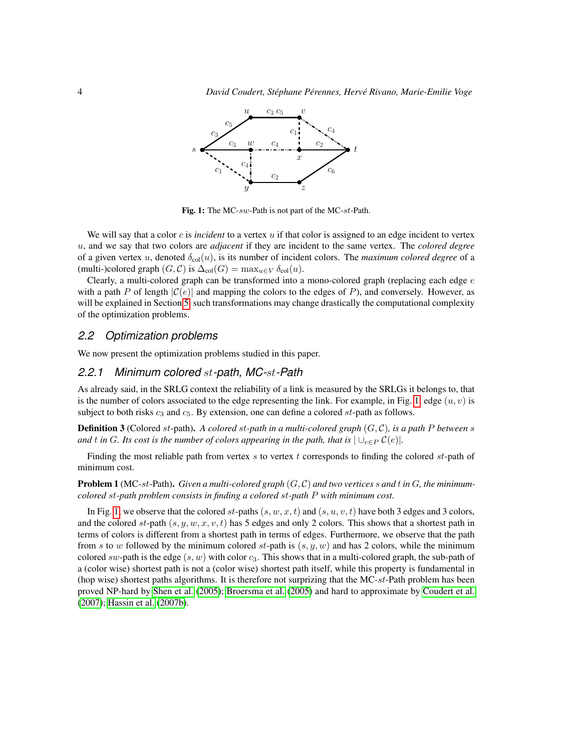Fig. 1: The MC-$sw$-Path is not part of the MC-$st$-Path.

We will say that a color $c$ is *incident* to a vertex $u$ if that color is assigned to an edge incident to vertex $u$, and we say that two colors are *adjacent* if they are incident to the same vertex. The *colored degree* of a given vertex $u$, denoted $\delta_{\text{col}}(u)$, is its number of incident colors. The *maximum colored degree* of a (multi-)colored graph $(G, \mathcal{C})$ is $\Delta_{\text{col}}(G) = \max_{u \in V} \delta_{\text{col}}(u)$.

Clearly, a multi-colored graph can be transformed into a mono-colored graph (replacing each edge $e$ with a path $P$ of length $|\mathcal{C}(e)|$ and mapping the colors to the edges of $P$), and conversely. However, as will be explained in Section 5, such transformations may change drastically the computational complexity of the optimization problems.

## 2.2 Optimization problems

We now present the optimization problems studied in this paper.

### 2.2.1 Minimum colored $st$-path, MC-$st$-Path

As already said, in the SRLG context the reliability of a link is measured by the SRLGs it belongs to, that is the number of colors associated to the edge representing the link. For example, in Fig. 1, edge $(u, v)$ is subject to both risks $c_3$ and $c_5$. By extension, one can define a colored $st$-path as follows.

**Definition 3** (Colored $st$-path). *A colored $st$-path in a multi-colored graph $(G, \mathcal{C})$, is a path $P$ between $s$ and $t$ in $G$. Its cost is the number of colors appearing in the path, that is $|\cup_{e \in P} \mathcal{C}(e)|$.*

Finding the most reliable path from vertex $s$ to vertex $t$ corresponds to finding the colored $st$-path of minimum cost.

**Problem 1** (MC-$st$-Path). *Given a multi-colored graph $(G, \mathcal{C})$ and two vertices $s$ and $t$ in $G$, the minimum-colored $st$-path problem consists in finding a colored $st$-path $P$ with minimum cost.*

In Fig. 1, we observe that the colored $st$-paths $(s, w, x, t)$ and $(s, u, v, t)$ have both 3 edges and 3 colors, and the colored $st$-path $(s, y, w, x, v, t)$ has 5 edges and only 2 colors. This shows that a shortest path in terms of colors is different from a shortest path in terms of edges. Furthermore, we observe that the path from $s$ to $w$ followed by the minimum colored $st$-path is $(s, y, w)$ and has 2 colors, while the minimum colored $sw$-path is the edge $(s, w)$ with color $c_3$. This shows that in a multi-colored graph, the sub-path of a (color wise) shortest path is not a (color wise) shortest path itself, while this property is fundamental in (hop wise) shortest paths algorithms. It is therefore not surprizing that the MC-$st$-Path problem has been proved NP-hard by Shen et al. (2005); Broersma et al. (2005) and hard to approximate by Coudert et al. (2007); Hassin et al. (2007b).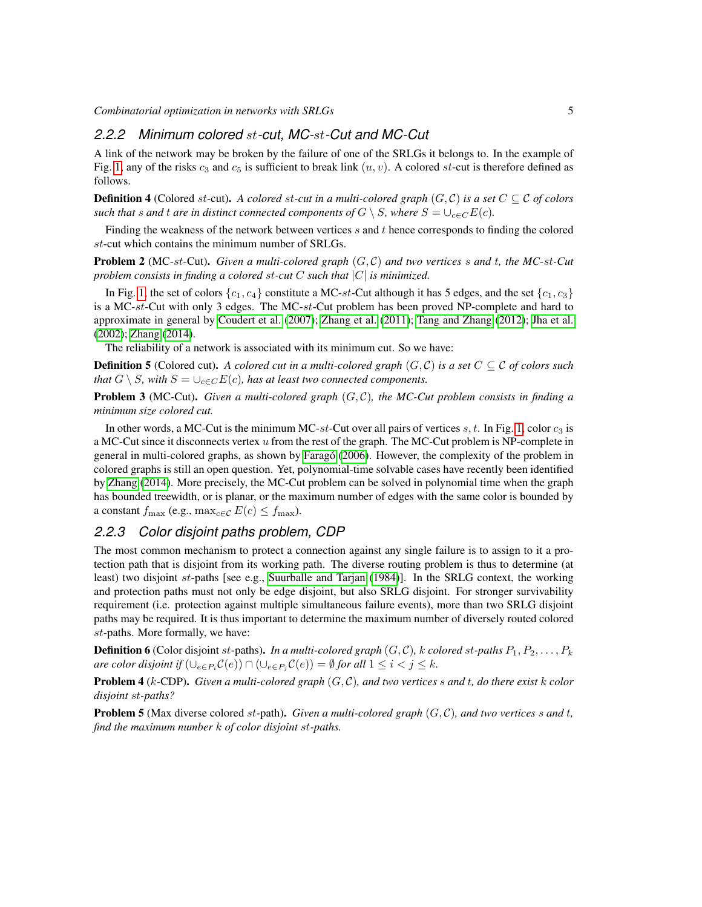### 2.2.2 Minimum colored $st$-cut, MC-$st$-Cut and MC-Cut

A link of the network may be broken by the failure of one of the SRLGs it belongs to. In the example of Fig. 1, any of the risks $c_3$ and $c_5$ is sufficient to break link $(u,v)$. A colored $st$-cut is therefore defined as follows.

**Definition 4** (Colored $st$-cut)**.** *A colored $st$-cut in a multi-colored graph $(G,\mathcal{C})$ is a set $C \subseteq \mathcal{C}$ of colors such that $s$ and $t$ are in distinct connected components of $G \setminus S$, where $S = \cup_{c \in C} E(c)$.*

Finding the weakness of the network between vertices $s$ and $t$ hence corresponds to finding the colored $st$-cut which contains the minimum number of SRLGs.

**Problem 2** (MC-$st$-Cut)**.** *Given a multi-colored graph $(G,\mathcal{C})$ and two vertices $s$ and $t$, the MC-$st$-Cut problem consists in finding a colored $st$-cut $C$ such that $|C|$ is minimized.*

In Fig. 1, the set of colors $\{c_1, c_4\}$ constitute a MC-$st$-Cut although it has 5 edges, and the set $\{c_1, c_3\}$ is a MC-$st$-Cut with only 3 edges. The MC-$st$-Cut problem has been proved NP-complete and hard to approximate in general by Coudert et al. (2007); Zhang et al. (2011); Tang and Zhang (2012); Jha et al. (2002); Zhang (2014).

The reliability of a network is associated with its minimum cut. So we have:

**Definition 5** (Colored cut)**.** *A colored cut in a multi-colored graph $(G,\mathcal{C})$ is a set $C \subseteq \mathcal{C}$ of colors such that $G \setminus S$, with $S = \cup_{c \in C} E(c)$, has at least two connected components.*

**Problem 3** (MC-Cut)**.** *Given a multi-colored graph $(G,\mathcal{C})$, the MC-Cut problem consists in finding a minimum size colored cut.*

In other words, a MC-Cut is the minimum MC-$st$-Cut over all pairs of vertices $s,t$. In Fig. 1, color $c_3$ is a MC-Cut since it disconnects vertex $u$ from the rest of the graph. The MC-Cut problem is NP-complete in general in multi-colored graphs, as shown by Faragó (2006). However, the complexity of the problem in colored graphs is still an open question. Yet, polynomial-time solvable cases have recently been identified by Zhang (2014). More precisely, the MC-Cut problem can be solved in polynomial time when the graph has bounded treewidth, or is planar, or the maximum number of edges with the same color is bounded by a constant $f_{\max}$ (e.g., $\max_{c \in \mathcal{C}} E(c) \leq f_{\max}$).

### 2.2.3 Color disjoint paths problem, CDP

The most common mechanism to protect a connection against any single failure is to assign to it a protection path that is disjoint from its working path. The diverse routing problem is thus to determine (at least) two disjoint $st$-paths [see e.g., Suurballe and Tarjan (1984)]. In the SRLG context, the working and protection paths must not only be edge disjoint, but also SRLG disjoint. For stronger survivability requirement (i.e. protection against multiple simultaneous failure events), more than two SRLG disjoint paths may be required. It is thus important to determine the maximum number of diversely routed colored $st$-paths. More formally, we have:

**Definition 6** (Color disjoint $st$-paths)**.** *In a multi-colored graph $(G,\mathcal{C})$, $k$ colored $st$-paths $P_1, P_2, \ldots, P_k$ are color disjoint if $(\cup_{e \in P_i} \mathcal{C}(e)) \cap (\cup_{e \in P_j} \mathcal{C}(e)) = \emptyset$ for all $1 \leq i < j \leq k$.*

**Problem 4** ($k$-CDP)**.** *Given a multi-colored graph $(G,\mathcal{C})$, and two vertices $s$ and $t$, do there exist $k$ color disjoint $st$-paths?*

**Problem 5** (Max diverse colored $st$-path)**.** *Given a multi-colored graph $(G,\mathcal{C})$, and two vertices $s$ and $t$, find the maximum number $k$ of color disjoint $st$-paths.*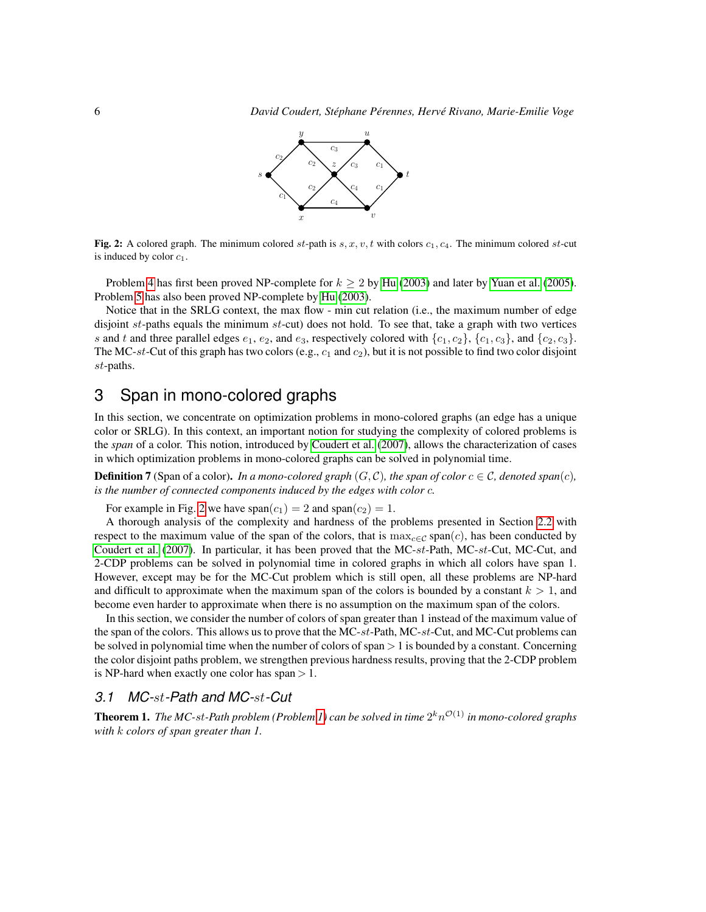Fig. 2: A colored graph. The minimum colored $st$-path is $s, x, v, t$ with colors $c_1, c_4$. The minimum colored $st$-cut is induced by color $c_1$.

Problem 4 has first been proved NP-complete for $k \geq 2$ by Hu (2003) and later by Yuan et al. (2005). Problem 5 has also been proved NP-complete by Hu (2003).

Notice that in the SRLG context, the max flow - min cut relation (i.e., the maximum number of edge disjoint $st$-paths equals the minimum $st$-cut) does not hold. To see that, take a graph with two vertices $s$ and $t$ and three parallel edges $e_1$, $e_2$, and $e_3$, respectively colored with $\{c_1, c_2\}$, $\{c_1, c_3\}$, and $\{c_2, c_3\}$. The MC-$st$-Cut of this graph has two colors (e.g., $c_1$ and $c_2$), but it is not possible to find two color disjoint $st$-paths.

## 3 Span in mono-colored graphs

In this section, we concentrate on optimization problems in mono-colored graphs (an edge has a unique color or SRLG). In this context, an important notion for studying the complexity of colored problems is the *span* of a color. This notion, introduced by Coudert et al. (2007), allows the characterization of cases in which optimization problems in mono-colored graphs can be solved in polynomial time.

**Definition 7** (Span of a color). *In a mono-colored graph $(G, \mathcal{C})$, the span of color $c \in \mathcal{C}$, denoted span$(c)$, is the number of connected components induced by the edges with color $c$.*

For example in Fig. 2 we have $\text{span}(c_1) = 2$ and $\text{span}(c_2) = 1$.

A thorough analysis of the complexity and hardness of the problems presented in Section 2.2 with respect to the maximum value of the span of the colors, that is $\max_{c \in \mathcal{C}} \text{span}(c)$, has been conducted by Coudert et al. (2007). In particular, it has been proved that the MC-$st$-Path, MC-$st$-Cut, MC-Cut, and 2-CDP problems can be solved in polynomial time in colored graphs in which all colors have span 1. However, except may be for the MC-Cut problem which is still open, all these problems are NP-hard and difficult to approximate when the maximum span of the colors is bounded by a constant $k > 1$, and become even harder to approximate when there is no assumption on the maximum span of the colors.

In this section, we consider the number of colors of span greater than 1 instead of the maximum value of the span of the colors. This allows us to prove that the MC-$st$-Path, MC-$st$-Cut, and MC-Cut problems can be solved in polynomial time when the number of colors of span $> 1$ is bounded by a constant. Concerning the color disjoint paths problem, we strengthen previous hardness results, proving that the 2-CDP problem is NP-hard when exactly one color has span $> 1$.

### 3.1 MC-$st$-Path and MC-$st$-Cut

**Theorem 1.** *The MC-$st$-Path problem (Problem 1) can be solved in time $2^k n^{\mathcal{O}(1)}$ in mono-colored graphs with $k$ colors of span greater than 1.*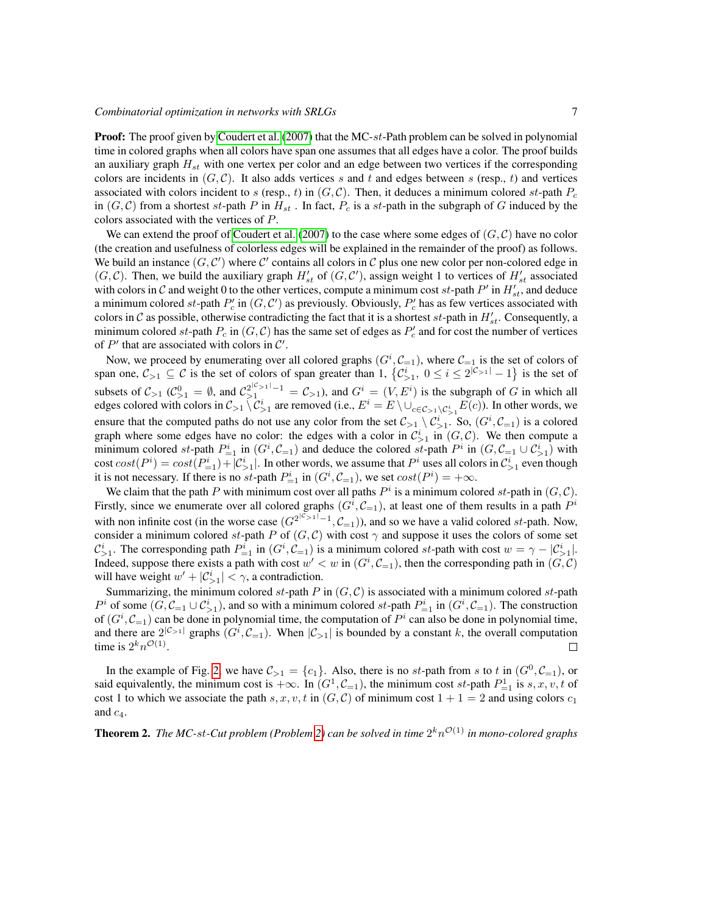**Proof:** The proof given by Coudert et al. (2007) that the MC-$st$-Path problem can be solved in polynomial time in colored graphs when all colors have span one assumes that all edges have a color. The proof builds an auxiliary graph $H_{st}$ with one vertex per color and an edge between two vertices if the corresponding colors are incidents in $(G, \mathcal{C})$. It also adds vertices $s$ and $t$ and edges between $s$ (resp., $t$) and vertices associated with colors incident to $s$ (resp., $t$) in $(G, \mathcal{C})$. Then, it deduces a minimum colored $st$-path $P_c$ in $(G, \mathcal{C})$ from a shortest $st$-path $P$ in $H_{st}$ . In fact, $P_c$ is a $st$-path in the subgraph of $G$ induced by the colors associated with the vertices of $P$.

We can extend the proof of Coudert et al. (2007) to the case where some edges of $(G, \mathcal{C})$ have no color (the creation and usefulness of colorless edges will be explained in the remainder of the proof) as follows. We build an instance $(G, \mathcal{C}')$ where $\mathcal{C}'$ contains all colors in $\mathcal{C}$ plus one new color per non-colored edge in $(G, \mathcal{C})$. Then, we build the auxiliary graph $H'_{st}$ of $(G, \mathcal{C}')$, assign weight 1 to vertices of $H'_{st}$ associated with colors in $\mathcal{C}$ and weight 0 to the other vertices, compute a minimum cost $st$-path $P'$ in $H'_{st}$, and deduce a minimum colored $st$-path $P'_c$ in $(G, \mathcal{C}')$ as previously. Obviously, $P'_c$ has as few vertices associated with colors in $\mathcal{C}$ as possible, otherwise contradicting the fact that it is a shortest $st$-path in $H'_{st}$. Consequently, a minimum colored $st$-path $P_c$ in $(G, \mathcal{C})$ has the same set of edges as $P'_c$ and for cost the number of vertices of $P'$ that are associated with colors in $\mathcal{C}'$.

Now, we proceed by enumerating over all colored graphs $(G^i, \mathcal{C}_{=1})$, where $\mathcal{C}_{=1}$ is the set of colors of span one, $\mathcal{C}_{>1} \subseteq \mathcal{C}$ is the set of colors of span greater than 1, $\left\{\mathcal{C}^i_{>1},\ 0 \le i \le 2^{|\mathcal{C}_{>1}|} - 1\right\}$ is the set of subsets of $\mathcal{C}_{>1}$ ($\mathcal{C}^0_{>1} = \emptyset$, and $\mathcal{C}^{2^{|\mathcal{C}_{>1}|}-1}_{>1} = \mathcal{C}_{>1}$), and $G^i = (V, E^i)$ is the subgraph of $G$ in which all edges colored with colors in $\mathcal{C}_{>1} \setminus \mathcal{C}^i_{>1}$ are removed (i.e., $E^i = E \setminus \cup_{c \in \mathcal{C}_{>1} \setminus \mathcal{C}^i_{>1}} E(c)$). In other words, we ensure that the computed paths do not use any color from the set $\mathcal{C}_{>1} \setminus \mathcal{C}^i_{>1}$. So, $(G^i, \mathcal{C}_{=1})$ is a colored graph where some edges have no color: the edges with a color in $\mathcal{C}^i_{>1}$ in $(G, \mathcal{C})$. We then compute a minimum colored $st$-path $P^i_{=1}$ in $(G^i, \mathcal{C}_{=1})$ and deduce the colored $st$-path $P^i$ in $(G, \mathcal{C}_{=1} \cup \mathcal{C}^i_{>1})$ with cost $cost(P^i) = cost(P^i_{=1}) + |\mathcal{C}^i_{>1}|$. In other words, we assume that $P^i$ uses all colors in $\mathcal{C}^i_{>1}$ even though it is not necessary. If there is no $st$-path $P^i_{=1}$ in $(G^i, \mathcal{C}_{=1})$, we set $cost(P^i) = +\infty$.

We claim that the path $P$ with minimum cost over all paths $P^i$ is a minimum colored $st$-path in $(G, \mathcal{C})$. Firstly, since we enumerate over all colored graphs $(G^i, \mathcal{C}_{=1})$, at least one of them results in a path $P^i$ with non infinite cost (in the worse case $(G^{2^{|\mathcal{C}_{>1}|}-1}, \mathcal{C}_{=1})$), and so we have a valid colored $st$-path. Now, consider a minimum colored $st$-path $P$ of $(G, \mathcal{C})$ with cost $\gamma$ and suppose it uses the colors of some set $\mathcal{C}^i_{>1}$. The corresponding path $P^i_{=1}$ in $(G^i, \mathcal{C}_{=1})$ is a minimum colored $st$-path with cost $w = \gamma - |\mathcal{C}^i_{>1}|$. Indeed, suppose there exists a path with cost $w' < w$ in $(G^i, \mathcal{C}_{=1})$, then the corresponding path in $(G, \mathcal{C})$ will have weight $w' + |\mathcal{C}^i_{>1}| < \gamma$, a contradiction.

Summarizing, the minimum colored $st$-path $P$ in $(G, \mathcal{C})$ is associated with a minimum colored $st$-path $P^i$ of some $(G, \mathcal{C}_{=1} \cup \mathcal{C}^i_{>1})$, and so with a minimum colored $st$-path $P^i_{=1}$ in $(G^i, \mathcal{C}_{=1})$. The construction of $(G^i, \mathcal{C}_{=1})$ can be done in polynomial time, the computation of $P^i$ can also be done in polynomial time, and there are $2^{|\mathcal{C}_{>1}|}$ graphs $(G^i, \mathcal{C}_{=1})$. When $|\mathcal{C}_{>1}|$ is bounded by a constant $k$, the overall computation time is $2^k n^{\mathcal{O}(1)}$. □

In the example of Fig. 2, we have $\mathcal{C}_{>1} = \{c_1\}$. Also, there is no $st$-path from $s$ to $t$ in $(G^0, \mathcal{C}_{=1})$, or said equivalently, the minimum cost is $+\infty$. In $(G^1, \mathcal{C}_{=1})$, the minimum cost $st$-path $P^1_{=1}$ is $s, x, v, t$ of cost 1 to which we associate the path $s, x, v, t$ in $(G, \mathcal{C})$ of minimum cost $1 + 1 = 2$ and using colors $c_1$ and $c_4$.

**Theorem 2.** *The MC-$st$-Cut problem (Problem 2) can be solved in time $2^k n^{\mathcal{O}(1)}$ in mono-colored graphs*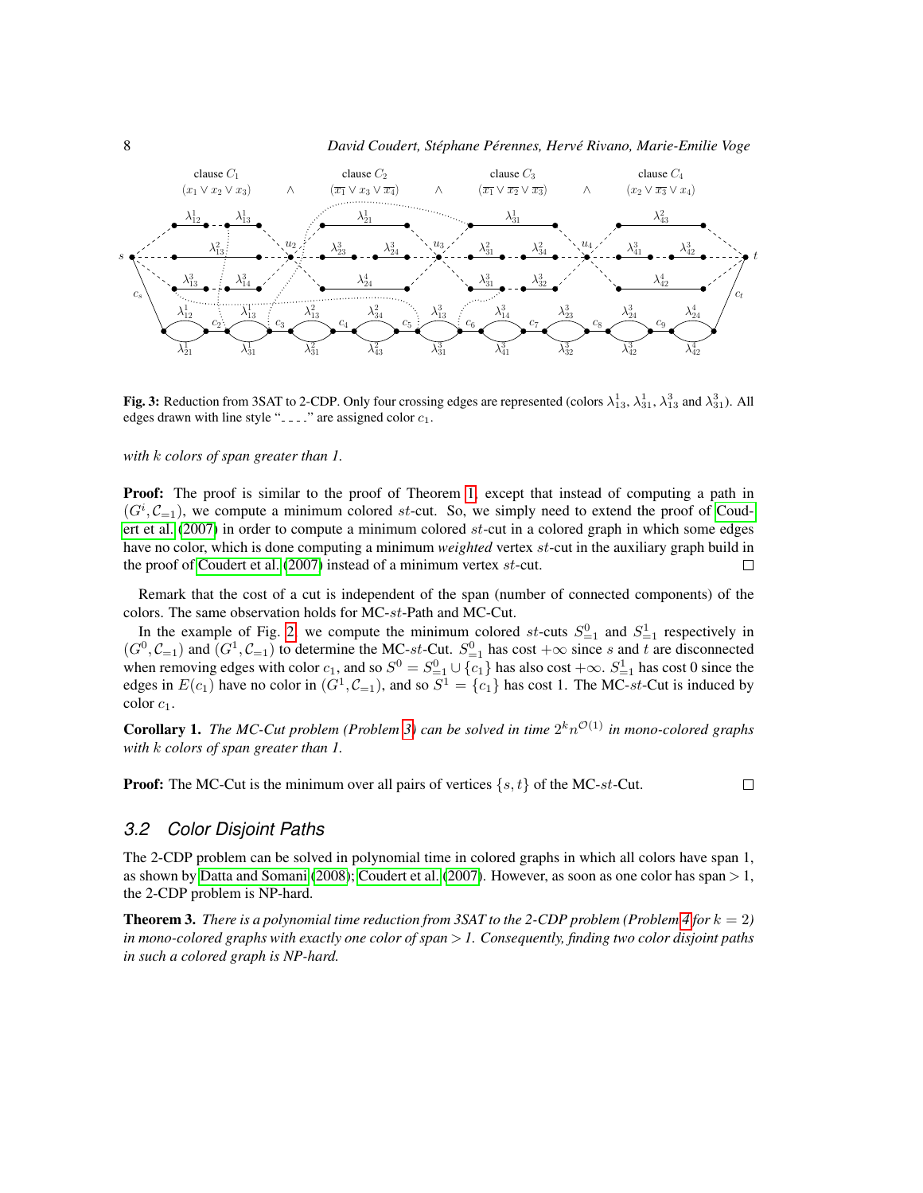Fig. 3: Reduction from 3SAT to 2-CDP. Only four crossing edges are represented (colors $\lambda_{13}^1$, $\lambda_{31}^1$, $\lambda_{13}^3$ and $\lambda_{31}^3$). All edges drawn with line style "- - - -" are assigned color $c_1$.

*with $k$ colors of span greater than 1.*

**Proof:** The proof is similar to the proof of Theorem 1, except that instead of computing a path in $(G^i, \mathcal{C}_{=1})$, we compute a minimum colored $st$-cut. So, we simply need to extend the proof of Coudert et al. (2007) in order to compute a minimum colored $st$-cut in a colored graph in which some edges have no color, which is done computing a minimum *weighted* vertex $st$-cut in the auxiliary graph build in the proof of Coudert et al. (2007) instead of a minimum vertex $st$-cut. □

Remark that the cost of a cut is independent of the span (number of connected components) of the colors. The same observation holds for MC-$st$-Path and MC-Cut.

In the example of Fig. 2, we compute the minimum colored $st$-cuts $S^0_{=1}$ and $S^1_{=1}$ respectively in $(G^0, \mathcal{C}_{=1})$ and $(G^1, \mathcal{C}_{=1})$ to determine the MC-$st$-Cut. $S^0_{=1}$ has cost $+\infty$ since $s$ and $t$ are disconnected when removing edges with color $c_1$, and so $S^0 = S^0_{=1} \cup \{c_1\}$ has also cost $+\infty$. $S^1_{=1}$ has cost 0 since the edges in $E(c_1)$ have no color in $(G^1, \mathcal{C}_{=1})$, and so $S^1 = \{c_1\}$ has cost 1. The MC-$st$-Cut is induced by color $c_1$.

**Corollary 1.** *The MC-Cut problem (Problem 3) can be solved in time $2^k n^{\mathcal{O}(1)}$ in mono-colored graphs with $k$ colors of span greater than 1.*

**Proof:** The MC-Cut is the minimum over all pairs of vertices $\{s, t\}$ of the MC-$st$-Cut. □

## 3.2 Color Disjoint Paths

The 2-CDP problem can be solved in polynomial time in colored graphs in which all colors have span 1, as shown by Datta and Somani (2008); Coudert et al. (2007). However, as soon as one color has span $> 1$, the 2-CDP problem is NP-hard.

**Theorem 3.** *There is a polynomial time reduction from 3SAT to the 2-CDP problem (Problem 4 for $k = 2$) in mono-colored graphs with exactly one color of span $> 1$. Consequently, finding two color disjoint paths in such a colored graph is NP-hard.*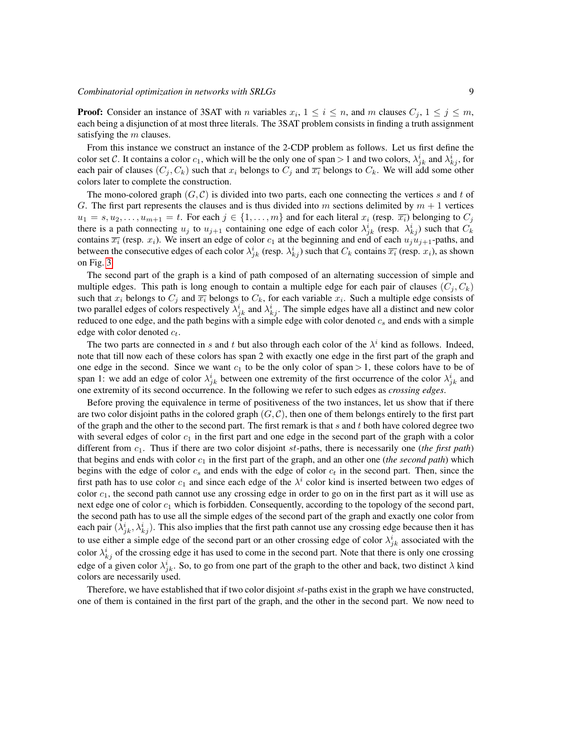**Proof:** Consider an instance of 3SAT with $n$ variables $x_i$, $1 \leq i \leq n$, and $m$ clauses $C_j$, $1 \leq j \leq m$, each being a disjunction of at most three literals. The 3SAT problem consists in finding a truth assignment satisfying the $m$ clauses.

From this instance we construct an instance of the 2-CDP problem as follows. Let us first define the color set $\mathcal{C}$. It contains a color $c_1$, which will be the only one of span $> 1$ and two colors, $\lambda^i_{jk}$ and $\lambda^i_{kj}$, for each pair of clauses $(C_j, C_k)$ such that $x_i$ belongs to $C_j$ and $\overline{x_i}$ belongs to $C_k$. We will add some other colors later to complete the construction.

The mono-colored graph $(G, \mathcal{C})$ is divided into two parts, each one connecting the vertices $s$ and $t$ of $G$. The first part represents the clauses and is thus divided into $m$ sections delimited by $m+1$ vertices $u_1 = s, u_2, \ldots, u_{m+1} = t$. For each $j \in \{1, \ldots, m\}$ and for each literal $x_i$ (resp. $\overline{x_i}$) belonging to $C_j$ there is a path connecting $u_j$ to $u_{j+1}$ containing one edge of each color $\lambda^i_{jk}$ (resp. $\lambda^i_{kj}$) such that $C_k$ contains $\overline{x_i}$ (resp. $x_i$). We insert an edge of color $c_1$ at the beginning and end of each $u_j u_{j+1}$-paths, and between the consecutive edges of each color $\lambda^i_{jk}$ (resp. $\lambda^i_{kj}$) such that $C_k$ contains $\overline{x_i}$ (resp. $x_i$), as shown on Fig. 3.

The second part of the graph is a kind of path composed of an alternating succession of simple and multiple edges. This path is long enough to contain a multiple edge for each pair of clauses $(C_j, C_k)$ such that $x_i$ belongs to $C_j$ and $\overline{x_i}$ belongs to $C_k$, for each variable $x_i$. Such a multiple edge consists of two parallel edges of colors respectively $\lambda^i_{jk}$ and $\lambda^i_{kj}$. The simple edges have all a distinct and new color reduced to one edge, and the path begins with a simple edge with color denoted $c_s$ and ends with a simple edge with color denoted $c_t$.

The two parts are connected in $s$ and $t$ but also through each color of the $\lambda^i$ kind as follows. Indeed, note that till now each of these colors has span 2 with exactly one edge in the first part of the graph and one edge in the second. Since we want $c_1$ to be the only color of span $> 1$, these colors have to be of span 1: we add an edge of color $\lambda^i_{jk}$ between one extremity of the first occurrence of the color $\lambda^i_{jk}$ and one extremity of its second occurrence. In the following we refer to such edges as *crossing edges*.

Before proving the equivalence in terme of positiveness of the two instances, let us show that if there are two color disjoint paths in the colored graph $(G, \mathcal{C})$, then one of them belongs entirely to the first part of the graph and the other to the second part. The first remark is that $s$ and $t$ both have colored degree two with several edges of color $c_1$ in the first part and one edge in the second part of the graph with a color different from $c_1$. Thus if there are two color disjoint $st$-paths, there is necessarily one (*the first path*) that begins and ends with color $c_1$ in the first part of the graph, and an other one (*the second path*) which begins with the edge of color $c_s$ and ends with the edge of color $c_t$ in the second part. Then, since the first path has to use color $c_1$ and since each edge of the $\lambda^i$ color kind is inserted between two edges of color $c_1$, the second path cannot use any crossing edge in order to go on in the first part as it will use as next edge one of color $c_1$ which is forbidden. Consequently, according to the topology of the second part, the second path has to use all the simple edges of the second part of the graph and exactly one color from each pair $(\lambda^i_{jk}, \lambda^i_{kj})$. This also implies that the first path cannot use any crossing edge because then it has to use either a simple edge of the second part or an other crossing edge of color $\lambda^i_{jk}$ associated with the color $\lambda^i_{kj}$ of the crossing edge it has used to come in the second part. Note that there is only one crossing edge of a given color $\lambda^i_{jk}$. So, to go from one part of the graph to the other and back, two distinct $\lambda$ kind colors are necessarily used.

Therefore, we have established that if two color disjoint $st$-paths exist in the graph we have constructed, one of them is contained in the first part of the graph, and the other in the second part. We now need to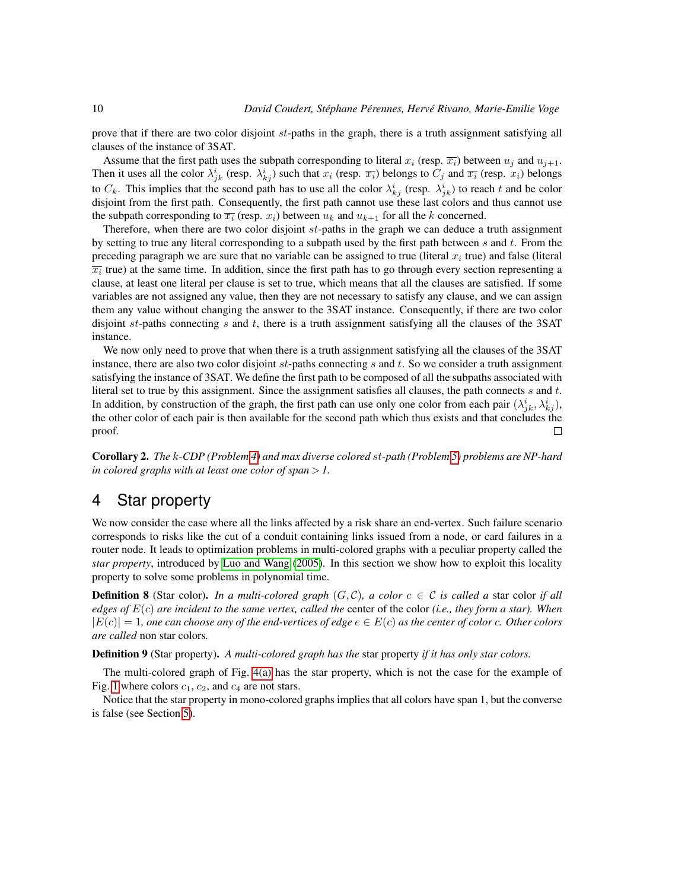prove that if there are two color disjoint $st$-paths in the graph, there is a truth assignment satisfying all clauses of the instance of 3SAT.

Assume that the first path uses the subpath corresponding to literal $x_i$ (resp. $\overline{x_i}$) between $u_j$ and $u_{j+1}$. Then it uses all the color $\lambda^i_{jk}$ (resp. $\lambda^i_{kj}$) such that $x_i$ (resp. $\overline{x_i}$) belongs to $C_j$ and $\overline{x_i}$ (resp. $x_i$) belongs to $C_k$. This implies that the second path has to use all the color $\lambda^i_{kj}$ (resp. $\lambda^i_{jk}$) to reach $t$ and be color disjoint from the first path. Consequently, the first path cannot use these last colors and thus cannot use the subpath corresponding to $\overline{x_i}$ (resp. $x_i$) between $u_k$ and $u_{k+1}$ for all the $k$ concerned.

Therefore, when there are two color disjoint $st$-paths in the graph we can deduce a truth assignment by setting to true any literal corresponding to a subpath used by the first path between $s$ and $t$. From the preceding paragraph we are sure that no variable can be assigned to true (literal $x_i$ true) and false (literal $\overline{x_i}$ true) at the same time. In addition, since the first path has to go through every section representing a clause, at least one literal per clause is set to true, which means that all the clauses are satisfied. If some variables are not assigned any value, then they are not necessary to satisfy any clause, and we can assign them any value without changing the answer to the 3SAT instance. Consequently, if there are two color disjoint $st$-paths connecting $s$ and $t$, there is a truth assignment satisfying all the clauses of the 3SAT instance.

We now only need to prove that when there is a truth assignment satisfying all the clauses of the 3SAT instance, there are also two color disjoint $st$-paths connecting $s$ and $t$. So we consider a truth assignment satisfying the instance of 3SAT. We define the first path to be composed of all the subpaths associated with literal set to true by this assignment. Since the assignment satisfies all clauses, the path connects $s$ and $t$. In addition, by construction of the graph, the first path can use only one color from each pair $(\lambda^i_{jk}, \lambda^i_{kj})$, the other color of each pair is then available for the second path which thus exists and that concludes the proof. □

**Corollary 2.** *The $k$-CDP (Problem 4) and max diverse colored $st$-path (Problem 5) problems are NP-hard in colored graphs with at least one color of span > 1.*

# 4 Star property

We now consider the case where all the links affected by a risk share an end-vertex. Such failure scenario corresponds to risks like the cut of a conduit containing links issued from a node, or card failures in a router node. It leads to optimization problems in multi-colored graphs with a peculiar property called the *star property*, introduced by Luo and Wang (2005). In this section we show how to exploit this locality property to solve some problems in polynomial time.

**Definition 8** (Star color). *In a multi-colored graph $(G, \mathcal{C})$, a color $c \in \mathcal{C}$ is called a* star color *if all edges of $E(c)$ are incident to the same vertex, called the* center of the color *(i.e., they form a star). When $|E(c)| = 1$, one can choose any of the end-vertices of edge $e \in E(c)$ as the center of color $c$. Other colors are called* non star colors*.*

**Definition 9** (Star property). *A multi-colored graph has the* star property *if it has only star colors.*

The multi-colored graph of Fig. 4(a) has the star property, which is not the case for the example of Fig. 1 where colors $c_1$, $c_2$, and $c_4$ are not stars.

Notice that the star property in mono-colored graphs implies that all colors have span 1, but the converse is false (see Section 5).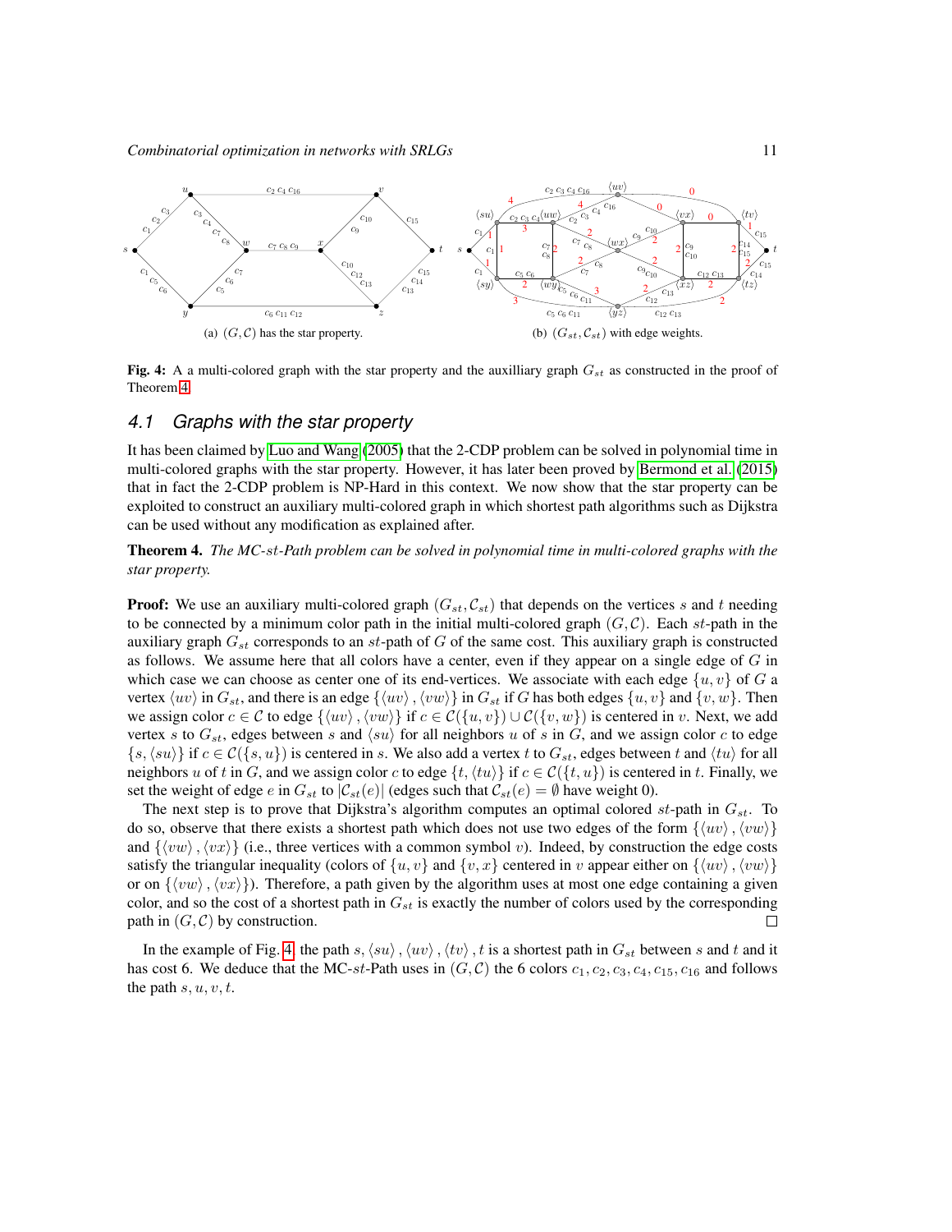(a) $(G, \mathcal{C})$ has the star property.

(b) $(G_{st}, \mathcal{C}_{st})$ with edge weights.

**Fig. 4:** A a multi-colored graph with the star property and the auxilliary graph $G_{st}$ as constructed in the proof of Theorem 4.

## 4.1 Graphs with the star property

It has been claimed by Luo and Wang (2005) that the 2-CDP problem can be solved in polynomial time in multi-colored graphs with the star property. However, it has later been proved by Bermond et al. (2015) that in fact the 2-CDP problem is NP-Hard in this context. We now show that the star property can be exploited to construct an auxiliary multi-colored graph in which shortest path algorithms such as Dijkstra can be used without any modification as explained after.

**Theorem 4.** *The MC-$st$-Path problem can be solved in polynomial time in multi-colored graphs with the star property.*

**Proof:** We use an auxiliary multi-colored graph $(G_{st}, \mathcal{C}_{st})$ that depends on the vertices $s$ and $t$ needing to be connected by a minimum color path in the initial multi-colored graph $(G, \mathcal{C})$. Each $st$-path in the auxiliary graph $G_{st}$ corresponds to an $st$-path of $G$ of the same cost. This auxiliary graph is constructed as follows. We assume here that all colors have a center, even if they appear on a single edge of $G$ in which case we can choose as center one of its end-vertices. We associate with each edge $\{u, v\}$ of $G$ a vertex $\langle uv \rangle$ in $G_{st}$, and there is an edge $\{\langle uv \rangle, \langle vw \rangle\}$ in $G_{st}$ if $G$ has both edges $\{u, v\}$ and $\{v, w\}$. Then we assign color $c \in \mathcal{C}$ to edge $\{\langle uv \rangle, \langle vw \rangle\}$ if $c \in \mathcal{C}(\{u, v\}) \cup \mathcal{C}(\{v, w\})$ is centered in $v$. Next, we add vertex $s$ to $G_{st}$, edges between $s$ and $\langle su \rangle$ for all neighbors $u$ of $s$ in $G$, and we assign color $c$ to edge $\{s, \langle su \rangle\}$ if $c \in \mathcal{C}(\{s, u\})$ is centered in $s$. We also add a vertex $t$ to $G_{st}$, edges between $t$ and $\langle tu \rangle$ for all neighbors $u$ of $t$ in $G$, and we assign color $c$ to edge $\{t, \langle tu \rangle\}$ if $c \in \mathcal{C}(\{t, u\})$ is centered in $t$. Finally, we set the weight of edge $e$ in $G_{st}$ to $|\mathcal{C}_{st}(e)|$ (edges such that $\mathcal{C}_{st}(e) = \emptyset$ have weight 0).

The next step is to prove that Dijkstra's algorithm computes an optimal colored $st$-path in $G_{st}$. To do so, observe that there exists a shortest path which does not use two edges of the form $\{\langle uv \rangle, \langle vw \rangle\}$ and $\{\langle vw \rangle, \langle vx \rangle\}$ (i.e., three vertices with a common symbol $v$). Indeed, by construction the edge costs satisfy the triangular inequality (colors of $\{u, v\}$ and $\{v, x\}$ centered in $v$ appear either on $\{\langle uv \rangle, \langle vw \rangle\}$ or on $\{\langle vw \rangle, \langle vx \rangle\}$). Therefore, a path given by the algorithm uses at most one edge containing a given color, and so the cost of a shortest path in $G_{st}$ is exactly the number of colors used by the corresponding path in $(G, \mathcal{C})$ by construction. □

In the example of Fig. 4, the path $s, \langle su \rangle, \langle uv \rangle, \langle tv \rangle, t$ is a shortest path in $G_{st}$ between $s$ and $t$ and it has cost 6. We deduce that the MC-$st$-Path uses in $(G, \mathcal{C})$ the 6 colors $c_1, c_2, c_3, c_4, c_{15}, c_{16}$ and follows the path $s, u, v, t$.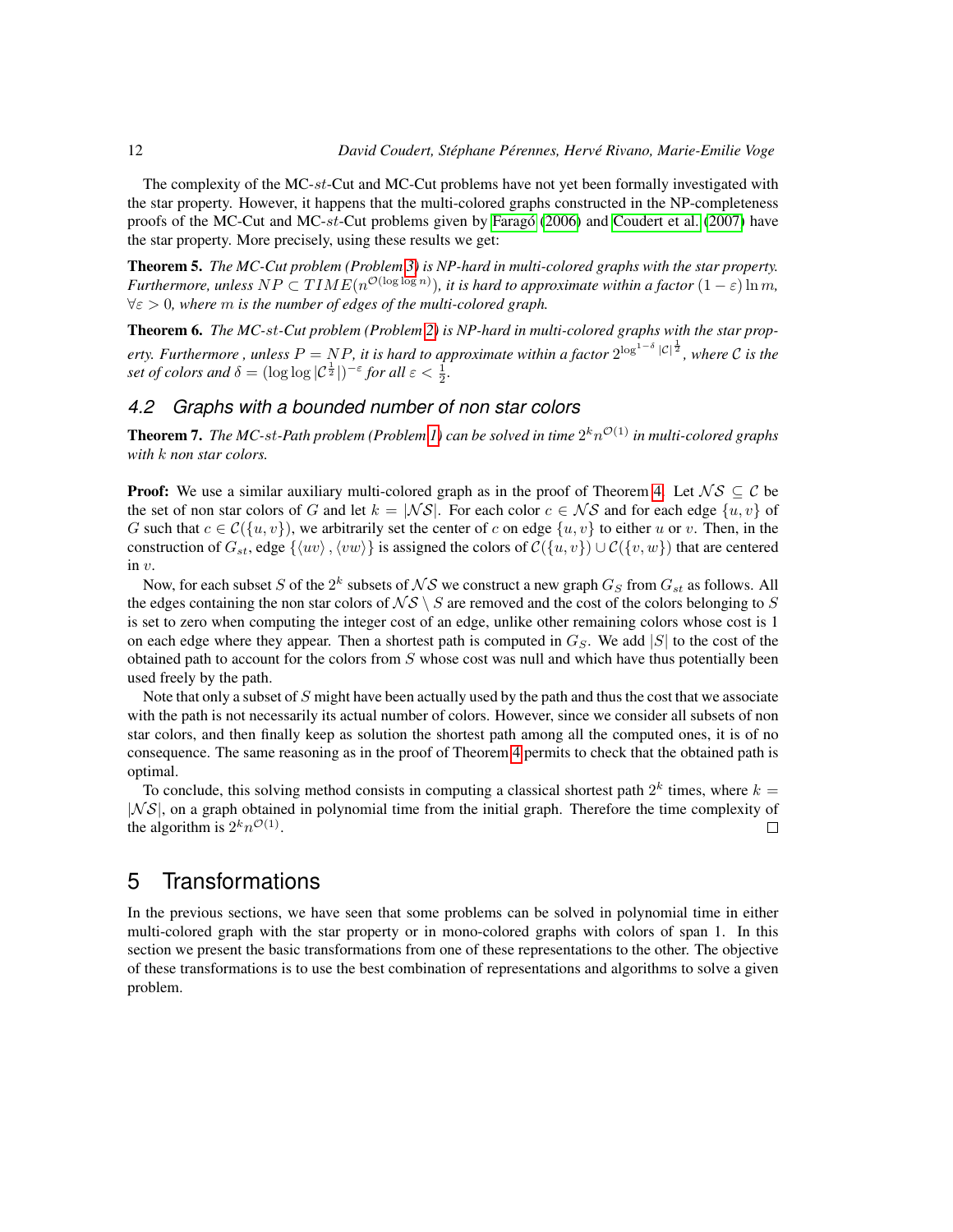The complexity of the MC-$st$-Cut and MC-Cut problems have not yet been formally investigated with the star property. However, it happens that the multi-colored graphs constructed in the NP-completeness proofs of the MC-Cut and MC-$st$-Cut problems given by Faragó (2006) and Coudert et al. (2007) have the star property. More precisely, using these results we get:

**Theorem 5.** *The MC-Cut problem (Problem 3) is NP-hard in multi-colored graphs with the star property. Furthermore, unless $NP \subset TIME(n^{\mathcal{O}(\log \log n)})$, it is hard to approximate within a factor $(1-\varepsilon) \ln m$, $\forall \varepsilon > 0$, where $m$ is the number of edges of the multi-colored graph.*

**Theorem 6.** *The MC-$st$-Cut problem (Problem 2) is NP-hard in multi-colored graphs with the star property. Furthermore , unless $P = NP$, it is hard to approximate within a factor $2^{\log^{1-\delta} |\mathcal{C}|^{\frac{1}{2}}}$, where $\mathcal{C}$ is the set of colors and $\delta = (\log \log |\mathcal{C}^{\frac{1}{2}}|)^{-\varepsilon}$ for all $\varepsilon < \frac{1}{2}$.*

## 4.2 Graphs with a bounded number of non star colors

**Theorem 7.** *The MC-$st$-Path problem (Problem 1) can be solved in time $2^k n^{\mathcal{O}(1)}$ in multi-colored graphs with $k$ non star colors.*

**Proof:** We use a similar auxiliary multi-colored graph as in the proof of Theorem 4. Let $\mathcal{NS} \subseteq \mathcal{C}$ be the set of non star colors of $G$ and let $k = |\mathcal{NS}|$. For each color $c \in \mathcal{NS}$ and for each edge $\{u, v\}$ of $G$ such that $c \in \mathcal{C}(\{u, v\})$, we arbitrarily set the center of $c$ on edge $\{u, v\}$ to either $u$ or $v$. Then, in the construction of $G_{st}$, edge $\{\langle uv \rangle, \langle vw \rangle\}$ is assigned the colors of $\mathcal{C}(\{u, v\}) \cup \mathcal{C}(\{v, w\})$ that are centered in $v$.

Now, for each subset $S$ of the $2^k$ subsets of $\mathcal{NS}$ we construct a new graph $G_S$ from $G_{st}$ as follows. All the edges containing the non star colors of $\mathcal{NS} \setminus S$ are removed and the cost of the colors belonging to $S$ is set to zero when computing the integer cost of an edge, unlike other remaining colors whose cost is 1 on each edge where they appear. Then a shortest path is computed in $G_S$. We add $|S|$ to the cost of the obtained path to account for the colors from $S$ whose cost was null and which have thus potentially been used freely by the path.

Note that only a subset of $S$ might have been actually used by the path and thus the cost that we associate with the path is not necessarily its actual number of colors. However, since we consider all subsets of non star colors, and then finally keep as solution the shortest path among all the computed ones, it is of no consequence. The same reasoning as in the proof of Theorem 4 permits to check that the obtained path is optimal.

To conclude, this solving method consists in computing a classical shortest path $2^k$ times, where $k = |\mathcal{NS}|$, on a graph obtained in polynomial time from the initial graph. Therefore the time complexity of the algorithm is $2^k n^{\mathcal{O}(1)}$. □

# 5 Transformations

In the previous sections, we have seen that some problems can be solved in polynomial time in either multi-colored graph with the star property or in mono-colored graphs with colors of span 1. In this section we present the basic transformations from one of these representations to the other. The objective of these transformations is to use the best combination of representations and algorithms to solve a given problem.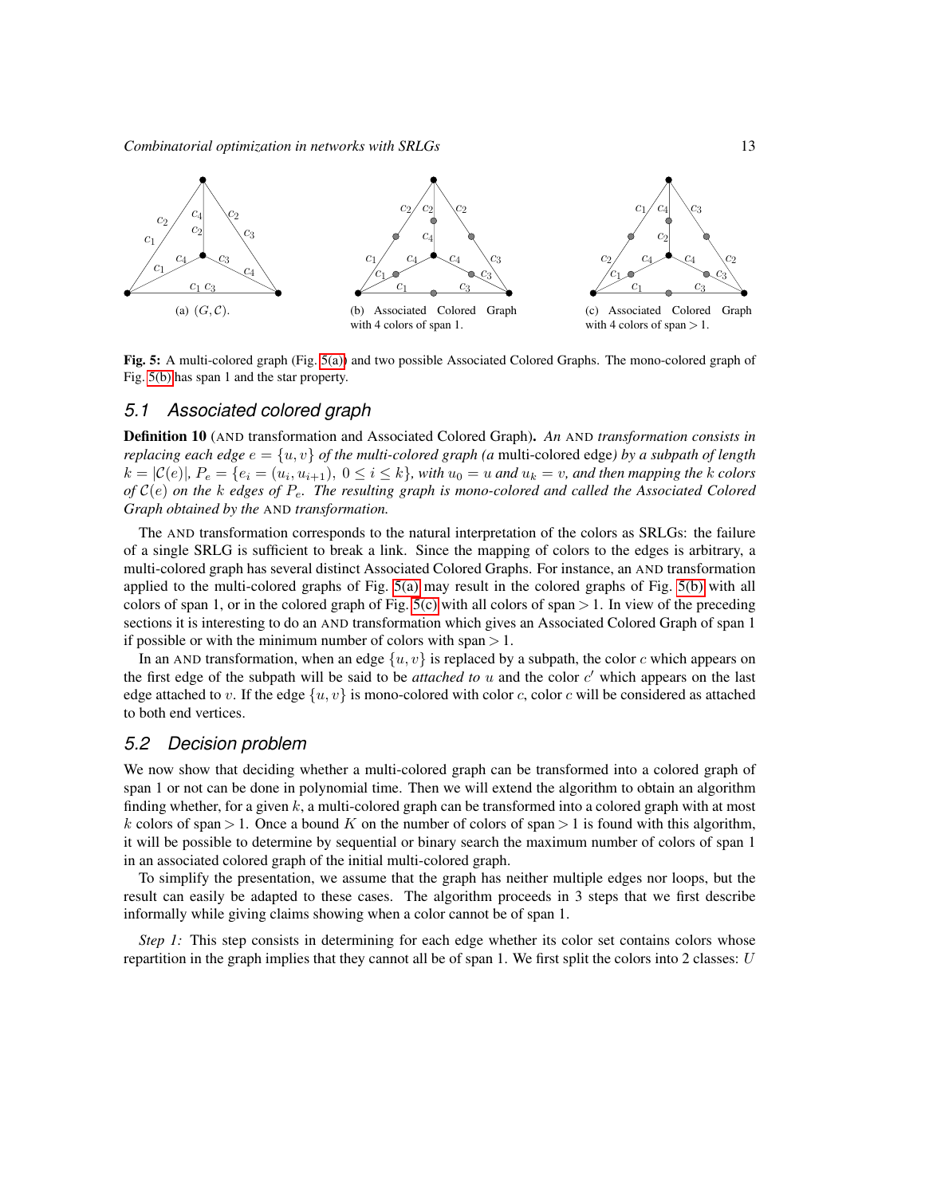(a) $(G, \mathcal{C})$.

(b) Associated Colored Graph with 4 colors of span 1.

(c) Associated Colored Graph with 4 colors of span $> 1$.

**Fig. 5:** A multi-colored graph (Fig. 5(a)) and two possible Associated Colored Graphs. The mono-colored graph of Fig. 5(b) has span 1 and the star property.

## 5.1 Associated colored graph

**Definition 10** (AND transformation and Associated Colored Graph). *An* AND *transformation consists in replacing each edge $e = \{u, v\}$ of the multi-colored graph (a* multi-colored edge*) by a subpath of length $k = |\mathcal{C}(e)|$, $P_e = \{e_i = (u_i, u_{i+1}),\ 0 \leq i \leq k\}$, with $u_0 = u$ and $u_k = v$, and then mapping the $k$ colors of $\mathcal{C}(e)$ on the $k$ edges of $P_e$. The resulting graph is mono-colored and called the Associated Colored Graph obtained by the* AND *transformation.*

The AND transformation corresponds to the natural interpretation of the colors as SRLGs: the failure of a single SRLG is sufficient to break a link. Since the mapping of colors to the edges is arbitrary, a multi-colored graph has several distinct Associated Colored Graphs. For instance, an AND transformation applied to the multi-colored graphs of Fig. 5(a) may result in the colored graphs of Fig. 5(b) with all colors of span 1, or in the colored graph of Fig. 5(c) with all colors of span $> 1$. In view of the preceding sections it is interesting to do an AND transformation which gives an Associated Colored Graph of span 1 if possible or with the minimum number of colors with span $> 1$.

In an AND transformation, when an edge $\{u, v\}$ is replaced by a subpath, the color $c$ which appears on the first edge of the subpath will be said to be *attached to* $u$ and the color $c'$ which appears on the last edge attached to $v$. If the edge $\{u, v\}$ is mono-colored with color $c$, color $c$ will be considered as attached to both end vertices.

## 5.2 Decision problem

We now show that deciding whether a multi-colored graph can be transformed into a colored graph of span 1 or not can be done in polynomial time. Then we will extend the algorithm to obtain an algorithm finding whether, for a given $k$, a multi-colored graph can be transformed into a colored graph with at most $k$ colors of span $> 1$. Once a bound $K$ on the number of colors of span $> 1$ is found with this algorithm, it will be possible to determine by sequential or binary search the maximum number of colors of span 1 in an associated colored graph of the initial multi-colored graph.

To simplify the presentation, we assume that the graph has neither multiple edges nor loops, but the result can easily be adapted to these cases. The algorithm proceeds in 3 steps that we first describe informally while giving claims showing when a color cannot be of span 1.

*Step 1:* This step consists in determining for each edge whether its color set contains colors whose repartition in the graph implies that they cannot all be of span 1. We first split the colors into 2 classes: $U$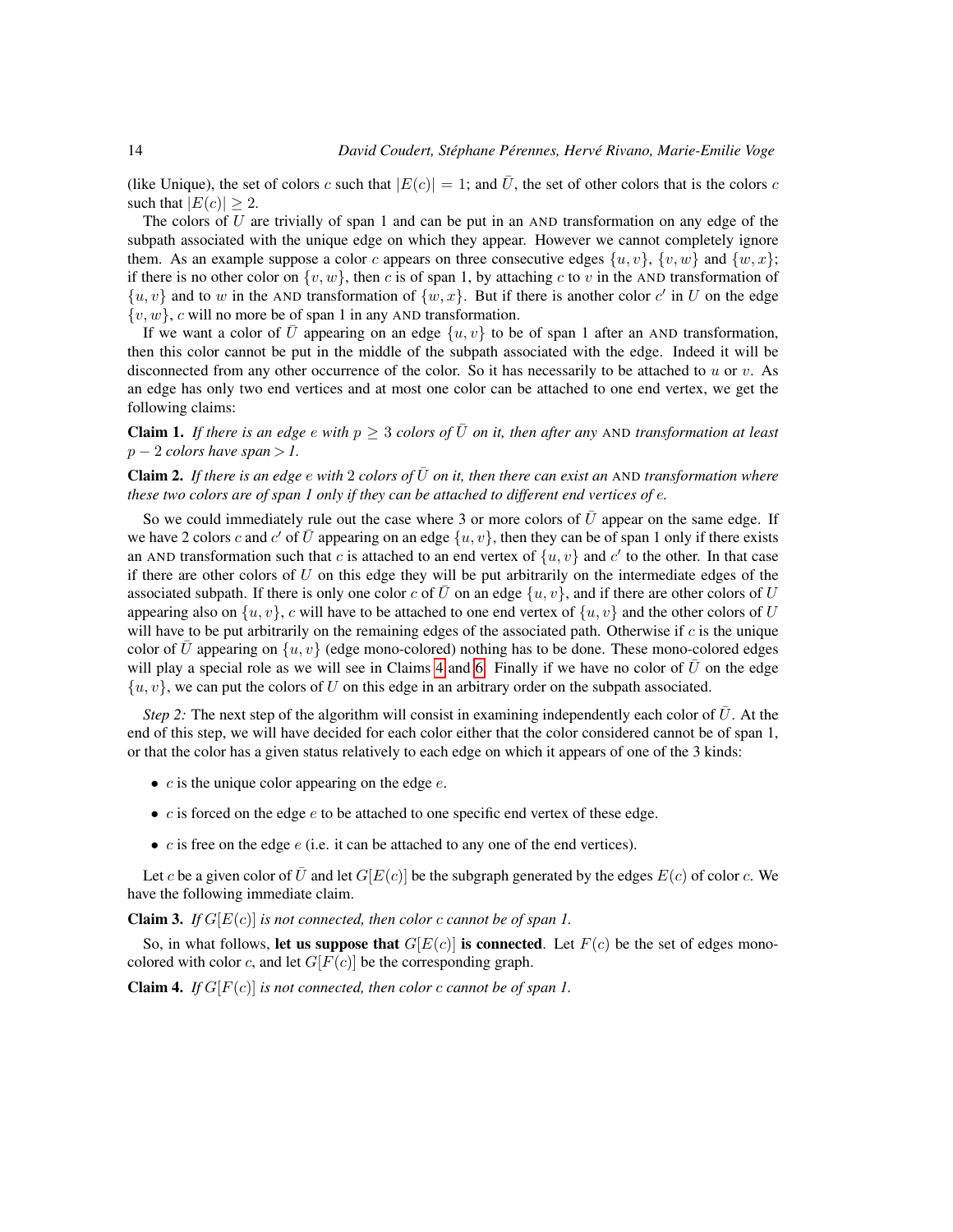(like Unique), the set of colors $c$ such that $|E(c)| = 1$; and $\bar{U}$, the set of other colors that is the colors $c$ such that $|E(c)| \geq 2$.

The colors of $U$ are trivially of span 1 and can be put in an AND transformation on any edge of the subpath associated with the unique edge on which they appear. However we cannot completely ignore them. As an example suppose a color $c$ appears on three consecutive edges $\{u, v\}$, $\{v, w\}$ and $\{w, x\}$; if there is no other color on $\{v, w\}$, then $c$ is of span 1, by attaching $c$ to $v$ in the AND transformation of $\{u, v\}$ and to $w$ in the AND transformation of $\{w, x\}$. But if there is another color $c'$ in $U$ on the edge $\{v, w\}$, $c$ will no more be of span 1 in any AND transformation.

If we want a color of $\bar{U}$ appearing on an edge $\{u, v\}$ to be of span 1 after an AND transformation, then this color cannot be put in the middle of the subpath associated with the edge. Indeed it will be disconnected from any other occurrence of the color. So it has necessarily to be attached to $u$ or $v$. As an edge has only two end vertices and at most one color can be attached to one end vertex, we get the following claims:

**Claim 1.** *If there is an edge $e$ with $p \geq 3$ colors of $\bar{U}$ on it, then after any AND transformation at least $p - 2$ colors have span > 1.*

**Claim 2.** *If there is an edge $e$ with 2 colors of $\bar{U}$ on it, then there can exist an AND transformation where these two colors are of span 1 only if they can be attached to different end vertices of $e$.*

So we could immediately rule out the case where 3 or more colors of $\bar{U}$ appear on the same edge. If we have 2 colors $c$ and $c'$ of $\bar{U}$ appearing on an edge $\{u, v\}$, then they can be of span 1 only if there exists an AND transformation such that $c$ is attached to an end vertex of $\{u, v\}$ and $c'$ to the other. In that case if there are other colors of $U$ on this edge they will be put arbitrarily on the intermediate edges of the associated subpath. If there is only one color $c$ of $\bar{U}$ on an edge $\{u, v\}$, and if there are other colors of $U$ appearing also on $\{u, v\}$, $c$ will have to be attached to one end vertex of $\{u, v\}$ and the other colors of $U$ will have to be put arbitrarily on the remaining edges of the associated path. Otherwise if $c$ is the unique color of $\bar{U}$ appearing on $\{u, v\}$ (edge mono-colored) nothing has to be done. These mono-colored edges will play a special role as we will see in Claims 4 and 6. Finally if we have no color of $\bar{U}$ on the edge $\{u, v\}$, we can put the colors of $U$ on this edge in an arbitrary order on the subpath associated.

*Step 2:* The next step of the algorithm will consist in examining independently each color of $\bar{U}$. At the end of this step, we will have decided for each color either that the color considered cannot be of span 1, or that the color has a given status relatively to each edge on which it appears of one of the 3 kinds:

- $c$ is the unique color appearing on the edge $e$.
- $c$ is forced on the edge $e$ to be attached to one specific end vertex of these edge.
- $c$ is free on the edge $e$ (i.e. it can be attached to any one of the end vertices).

Let $c$ be a given color of $\bar{U}$ and let $G[E(c)]$ be the subgraph generated by the edges $E(c)$ of color $c$. We have the following immediate claim.

**Claim 3.** *If $G[E(c)]$ is not connected, then color $c$ cannot be of span 1.*

So, in what follows, **let us suppose that** $G[E(c)]$ **is connected**. Let $F(c)$ be the set of edges mono-colored with color $c$, and let $G[F(c)]$ be the corresponding graph.

**Claim 4.** *If $G[F(c)]$ is not connected, then color $c$ cannot be of span 1.*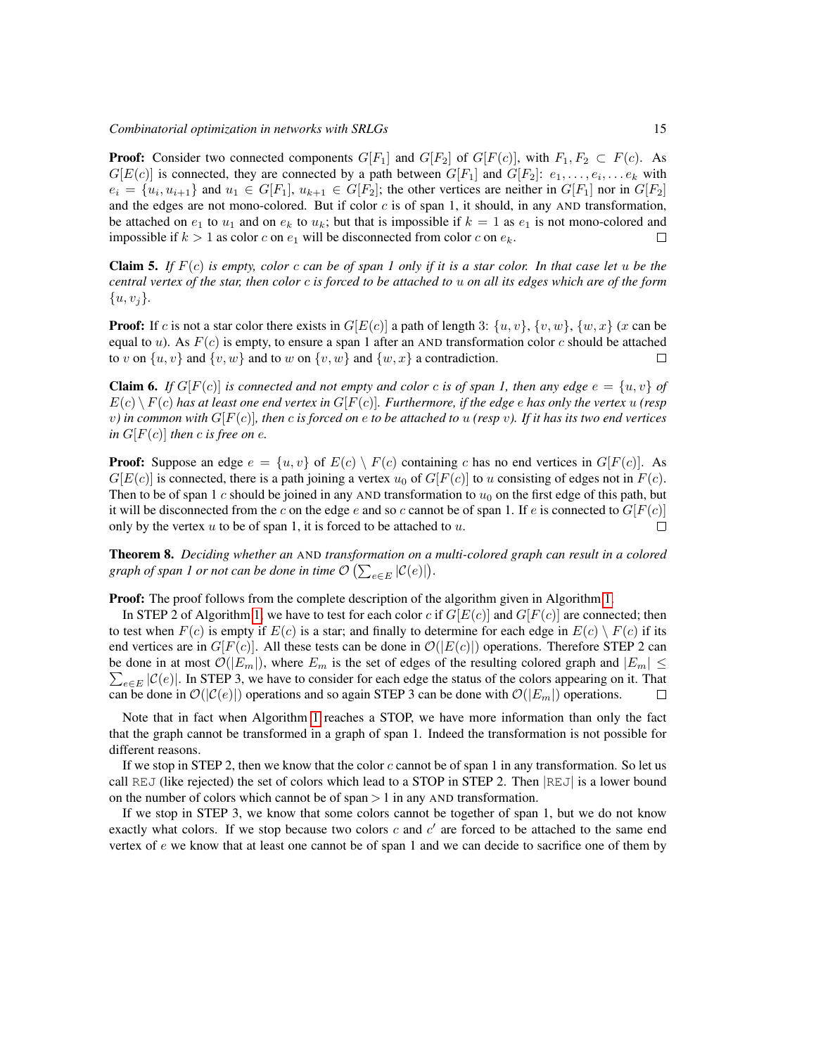**Proof:** Consider two connected components $G[F_1]$ and $G[F_2]$ of $G[F(c)]$, with $F_1, F_2 \subset F(c)$. As $G[E(c)]$ is connected, they are connected by a path between $G[F_1]$ and $G[F_2]$: $e_1, \ldots, e_i, \ldots e_k$ with $e_i = \{u_i, u_{i+1}\}$ and $u_1 \in G[F_1]$, $u_{k+1} \in G[F_2]$; the other vertices are neither in $G[F_1]$ nor in $G[F_2]$ and the edges are not mono-colored. But if color $c$ is of span 1, it should, in any AND transformation, be attached on $e_1$ to $u_1$ and on $e_k$ to $u_k$; but that is impossible if $k = 1$ as $e_1$ is not mono-colored and impossible if $k > 1$ as color $c$ on $e_1$ will be disconnected from color $c$ on $e_k$. $\square$

**Claim 5.** *If $F(c)$ is empty, color $c$ can be of span 1 only if it is a star color. In that case let $u$ be the central vertex of the star, then color $c$ is forced to be attached to $u$ on all its edges which are of the form $\{u, v_j\}$.*

**Proof:** If $c$ is not a star color there exists in $G[E(c)]$ a path of length 3: $\{u, v\}$, $\{v, w\}$, $\{w, x\}$ ($x$ can be equal to $u$). As $F(c)$ is empty, to ensure a span 1 after an AND transformation color $c$ should be attached to $v$ on $\{u, v\}$ and $\{v, w\}$ and to $w$ on $\{v, w\}$ and $\{w, x\}$ a contradiction. $\square$

**Claim 6.** *If $G[F(c)]$ is connected and not empty and color $c$ is of span 1, then any edge $e = \{u, v\}$ of $E(c) \setminus F(c)$ has at least one end vertex in $G[F(c)]$. Furthermore, if the edge $e$ has only the vertex $u$ (resp $v$) in common with $G[F(c)]$, then $c$ is forced on $e$ to be attached to $u$ (resp $v$). If it has its two end vertices in $G[F(c)]$ then $c$ is free on $e$.*

**Proof:** Suppose an edge $e = \{u, v\}$ of $E(c) \setminus F(c)$ containing $c$ has no end vertices in $G[F(c)]$. As $G[E(c)]$ is connected, there is a path joining a vertex $u_0$ of $G[F(c)]$ to $u$ consisting of edges not in $F(c)$. Then to be of span 1 $c$ should be joined in any AND transformation to $u_0$ on the first edge of this path, but it will be disconnected from the $c$ on the edge $e$ and so $c$ cannot be of span 1. If $e$ is connected to $G[F(c)]$ only by the vertex $u$ to be of span 1, it is forced to be attached to $u$. $\square$

**Theorem 8.** *Deciding whether an AND transformation on a multi-colored graph can result in a colored graph of span 1 or not can be done in time $\mathcal{O}\left(\sum_{e \in E} |\mathcal{C}(e)|\right)$.*

**Proof:** The proof follows from the complete description of the algorithm given in Algorithm 1.

In STEP 2 of Algorithm 1, we have to test for each color $c$ if $G[E(c)]$ and $G[F(c)]$ are connected; then to test when $F(c)$ is empty if $E(c)$ is a star; and finally to determine for each edge in $E(c) \setminus F(c)$ if its end vertices are in $G[F(c)]$. All these tests can be done in $\mathcal{O}(|E(c)|)$ operations. Therefore STEP 2 can be done in at most $\mathcal{O}(|E_m|)$, where $E_m$ is the set of edges of the resulting colored graph and $|E_m| \leq \sum_{e \in E} |\mathcal{C}(e)|$. In STEP 3, we have to consider for each edge the status of the colors appearing on it. That can be done in $\mathcal{O}(|\mathcal{C}(e)|)$ operations and so again STEP 3 can be done with $\mathcal{O}(|E_m|)$ operations. $\square$

Note that in fact when Algorithm 1 reaches a STOP, we have more information than only the fact that the graph cannot be transformed in a graph of span 1. Indeed the transformation is not possible for different reasons.

If we stop in STEP 2, then we know that the color $c$ cannot be of span 1 in any transformation. So let us call REJ (like rejected) the set of colors which lead to a STOP in STEP 2. Then $|\text{REJ}|$ is a lower bound on the number of colors which cannot be of span $> 1$ in any AND transformation.

If we stop in STEP 3, we know that some colors cannot be together of span 1, but we do not know exactly what colors. If we stop because two colors $c$ and $c'$ are forced to be attached to the same end vertex of $e$ we know that at least one cannot be of span 1 and we can decide to sacrifice one of them by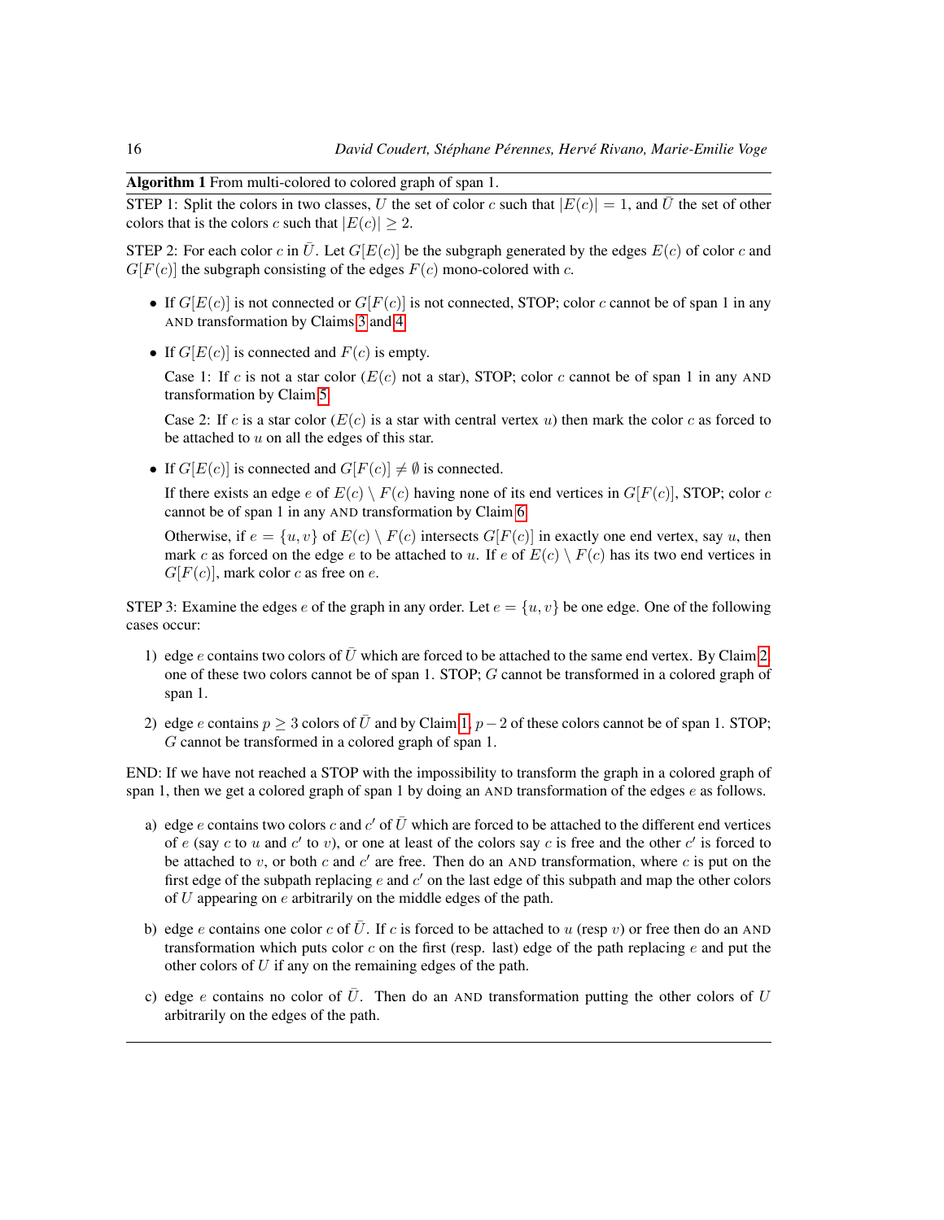**Algorithm 1** From multi-colored to colored graph of span 1.

STEP 1: Split the colors in two classes, $U$ the set of color $c$ such that $|E(c)| = 1$, and $\bar{U}$ the set of other colors that is the colors $c$ such that $|E(c)| \geq 2$.

STEP 2: For each color $c$ in $\bar{U}$. Let $G[E(c)]$ be the subgraph generated by the edges $E(c)$ of color $c$ and $G[F(c)]$ the subgraph consisting of the edges $F(c)$ mono-colored with $c$.

- If $G[E(c)]$ is not connected or $G[F(c)]$ is not connected, STOP; color $c$ cannot be of span 1 in any AND transformation by Claims 3 and 4.
- If $G[E(c)]$ is connected and $F(c)$ is empty.

  Case 1: If $c$ is not a star color ($E(c)$ not a star), STOP; color $c$ cannot be of span 1 in any AND transformation by Claim 5.

  Case 2: If $c$ is a star color ($E(c)$ is a star with central vertex $u$) then mark the color $c$ as forced to be attached to $u$ on all the edges of this star.
- If $G[E(c)]$ is connected and $G[F(c)] \neq \emptyset$ is connected.

  If there exists an edge $e$ of $E(c) \setminus F(c)$ having none of its end vertices in $G[F(c)]$, STOP; color $c$ cannot be of span 1 in any AND transformation by Claim 6.

  Otherwise, if $e = \{u, v\}$ of $E(c) \setminus F(c)$ intersects $G[F(c)]$ in exactly one end vertex, say $u$, then mark $c$ as forced on the edge $e$ to be attached to $u$. If $e$ of $E(c) \setminus F(c)$ has its two end vertices in $G[F(c)]$, mark color $c$ as free on $e$.

STEP 3: Examine the edges $e$ of the graph in any order. Let $e = \{u, v\}$ be one edge. One of the following cases occur:

1) edge $e$ contains two colors of $\bar{U}$ which are forced to be attached to the same end vertex. By Claim 2, one of these two colors cannot be of span 1. STOP; $G$ cannot be transformed in a colored graph of span 1.
2) edge $e$ contains $p \geq 3$ colors of $\bar{U}$ and by Claim 1, $p - 2$ of these colors cannot be of span 1. STOP; $G$ cannot be transformed in a colored graph of span 1.

END: If we have not reached a STOP with the impossibility to transform the graph in a colored graph of span 1, then we get a colored graph of span 1 by doing an AND transformation of the edges $e$ as follows.

a) edge $e$ contains two colors $c$ and $c'$ of $\bar{U}$ which are forced to be attached to the different end vertices of $e$ (say $c$ to $u$ and $c'$ to $v$), or one at least of the colors say $c$ is free and the other $c'$ is forced to be attached to $v$, or both $c$ and $c'$ are free. Then do an AND transformation, where $c$ is put on the first edge of the subpath replacing $e$ and $c'$ on the last edge of this subpath and map the other colors of $U$ appearing on $e$ arbitrarily on the middle edges of the path.

b) edge $e$ contains one color $c$ of $\bar{U}$. If $c$ is forced to be attached to $u$ (resp $v$) or free then do an AND transformation which puts color $c$ on the first (resp. last) edge of the path replacing $e$ and put the other colors of $U$ if any on the remaining edges of the path.

c) edge $e$ contains no color of $\bar{U}$. Then do an AND transformation putting the other colors of $U$ arbitrarily on the edges of the path.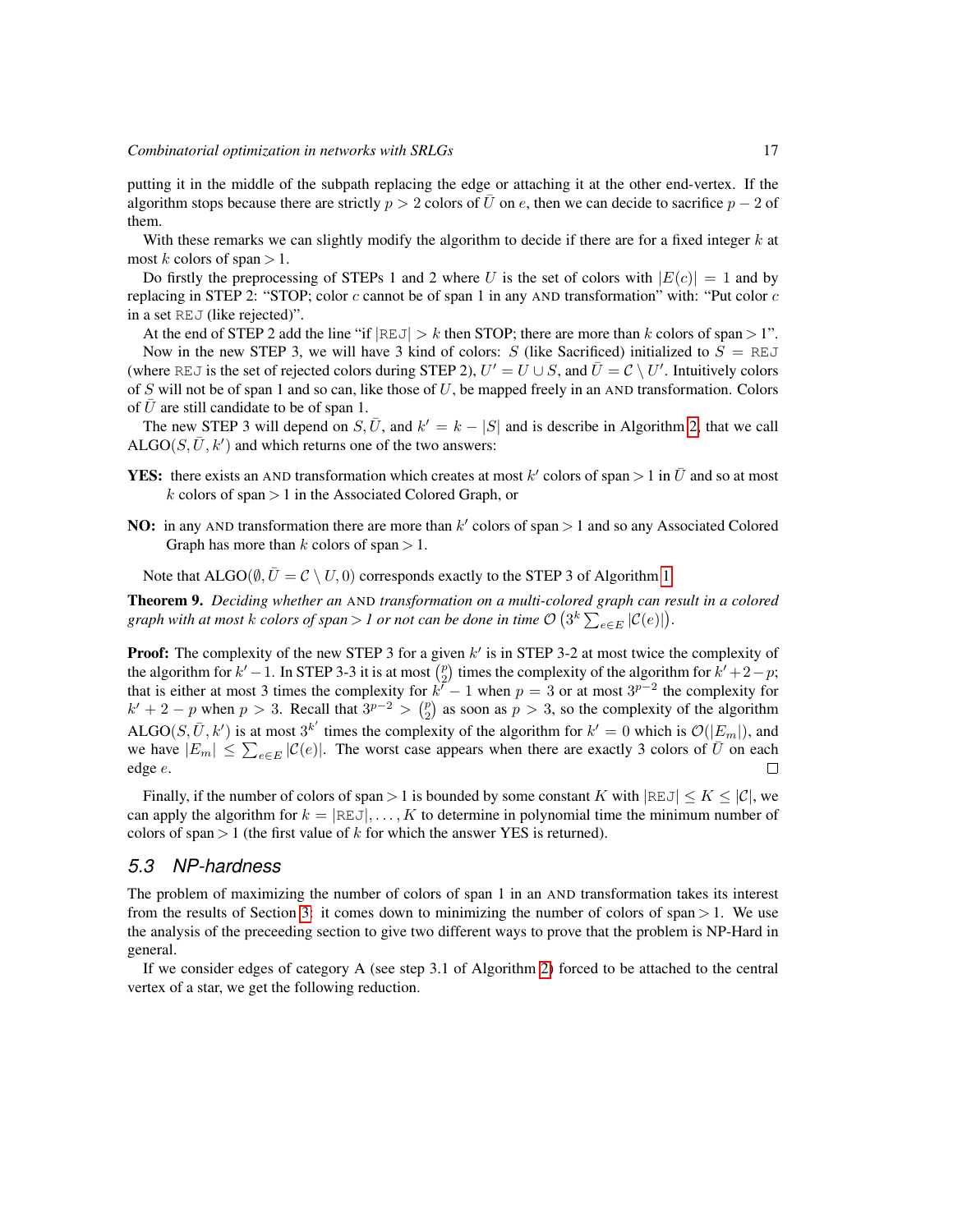putting it in the middle of the subpath replacing the edge or attaching it at the other end-vertex. If the algorithm stops because there are strictly $p > 2$ colors of $\bar{U}$ on $e$, then we can decide to sacrifice $p-2$ of them.

With these remarks we can slightly modify the algorithm to decide if there are for a fixed integer $k$ at most $k$ colors of span $> 1$.

Do firstly the preprocessing of STEPs 1 and 2 where $U$ is the set of colors with $|E(c)| = 1$ and by replacing in STEP 2: "STOP; color $c$ cannot be of span 1 in any AND transformation" with: "Put color $c$ in a set REJ (like rejected)".

At the end of STEP 2 add the line "if $|\texttt{REJ}| > k$ then STOP; there are more than $k$ colors of span $> 1$".

Now in the new STEP 3, we will have 3 kind of colors: $S$ (like Sacrificed) initialized to $S = \texttt{REJ}$ (where REJ is the set of rejected colors during STEP 2), $U' = U \cup S$, and $\bar{U} = \mathcal{C} \setminus U'$. Intuitively colors of $S$ will not be of span 1 and so can, like those of $U$, be mapped freely in an AND transformation. Colors of $\bar{U}$ are still candidate to be of span 1.

The new STEP 3 will depend on $S, \bar{U}$, and $k' = k - |S|$ and is describe in Algorithm 2, that we call $\text{ALGO}(S, \bar{U}, k')$ and which returns one of the two answers:

**YES:** there exists an AND transformation which creates at most $k'$ colors of span $> 1$ in $\bar{U}$ and so at most $k$ colors of span $> 1$ in the Associated Colored Graph, or

**NO:** in any AND transformation there are more than $k'$ colors of span $> 1$ and so any Associated Colored Graph has more than $k$ colors of span $> 1$.

Note that $\text{ALGO}(\emptyset, \bar{U} = \mathcal{C} \setminus U, 0)$ corresponds exactly to the STEP 3 of Algorithm 1.

**Theorem 9.** *Deciding whether an AND transformation on a multi-colored graph can result in a colored graph with at most $k$ colors of span $> 1$ or not can be done in time $\mathcal{O}\left(3^k \sum_{e \in E} |\mathcal{C}(e)|\right)$.*

**Proof:** The complexity of the new STEP 3 for a given $k'$ is in STEP 3-2 at most twice the complexity of the algorithm for $k'-1$. In STEP 3-3 it is at most $\binom{p}{2}$ times the complexity of the algorithm for $k'+2-p$; that is either at most 3 times the complexity for $k'-1$ when $p = 3$ or at most $3^{p-2}$ the complexity for $k'+2-p$ when $p > 3$. Recall that $3^{p-2} > \binom{p}{2}$ as soon as $p > 3$, so the complexity of the algorithm $\text{ALGO}(S, \bar{U}, k')$ is at most $3^{k'}$ times the complexity of the algorithm for $k' = 0$ which is $\mathcal{O}(|E_m|)$, and we have $|E_m| \leq \sum_{e \in E} |\mathcal{C}(e)|$. The worst case appears when there are exactly 3 colors of $\bar{U}$ on each edge $e$. $\square$

Finally, if the number of colors of span $> 1$ is bounded by some constant $K$ with $|\texttt{REJ}| \leq K \leq |\mathcal{C}|$, we can apply the algorithm for $k = |\texttt{REJ}|, \ldots, K$ to determine in polynomial time the minimum number of colors of span $> 1$ (the first value of $k$ for which the answer YES is returned).

## 5.3 NP-hardness

The problem of maximizing the number of colors of span 1 in an AND transformation takes its interest from the results of Section 3: it comes down to minimizing the number of colors of span $> 1$. We use the analysis of the preceeding section to give two different ways to prove that the problem is NP-Hard in general.

If we consider edges of category A (see step 3.1 of Algorithm 2) forced to be attached to the central vertex of a star, we get the following reduction.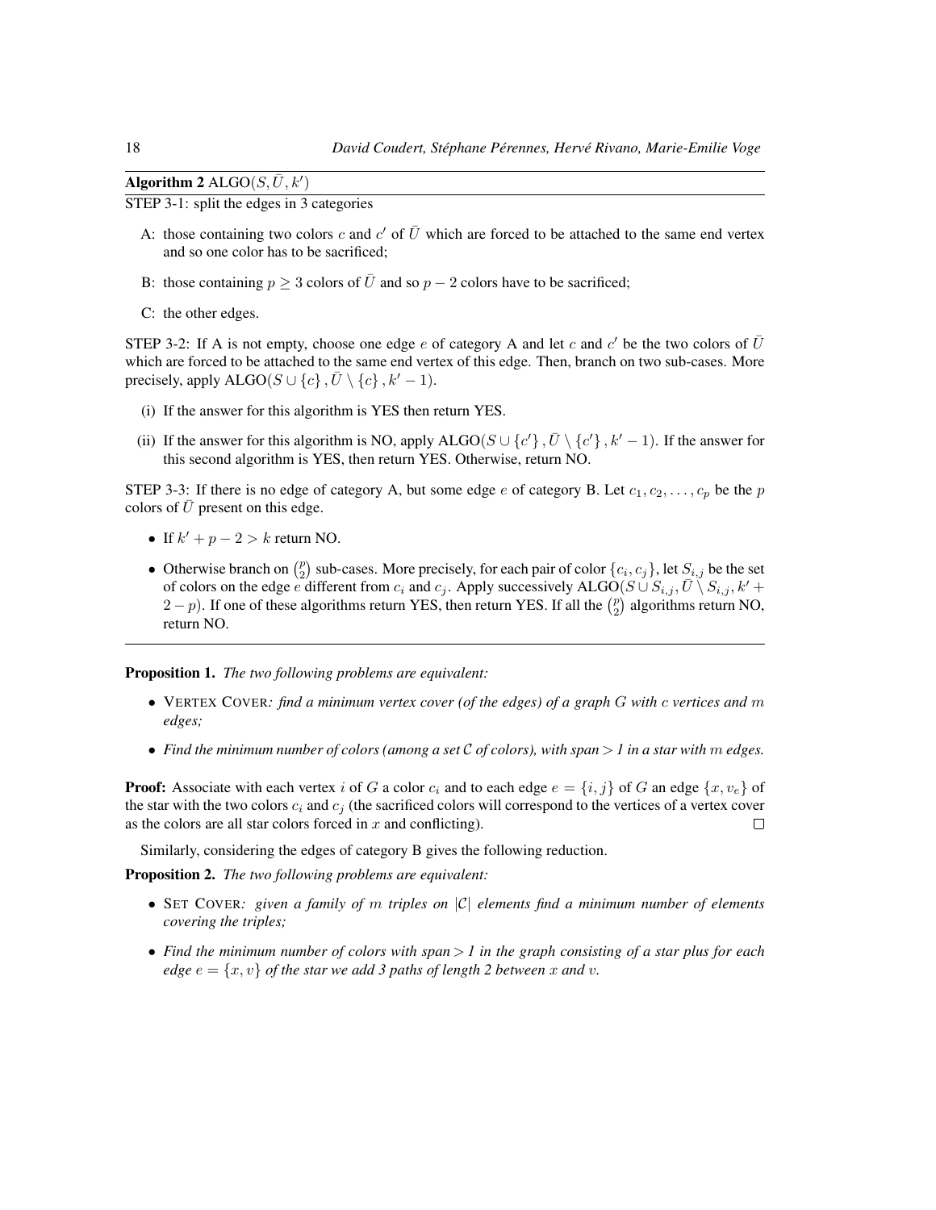**Algorithm 2** ALGO$(S, \bar{U}, k')$

STEP 3-1: split the edges in 3 categories

- A: those containing two colors $c$ and $c'$ of $\bar{U}$ which are forced to be attached to the same end vertex and so one color has to be sacrificed;
- B: those containing $p \geq 3$ colors of $\bar{U}$ and so $p-2$ colors have to be sacrificed;
- C: the other edges.

STEP 3-2: If A is not empty, choose one edge $e$ of category A and let $c$ and $c'$ be the two colors of $\bar{U}$ which are forced to be attached to the same end vertex of this edge. Then, branch on two sub-cases. More precisely, apply ALGO$(S \cup \{c\}, \bar{U} \setminus \{c\}, k'-1)$.

- (i) If the answer for this algorithm is YES then return YES.
- (ii) If the answer for this algorithm is NO, apply ALGO$(S \cup \{c'\}, \bar{U} \setminus \{c'\}, k'-1)$. If the answer for this second algorithm is YES, then return YES. Otherwise, return NO.

STEP 3-3: If there is no edge of category A, but some edge $e$ of category B. Let $c_1, c_2, \ldots, c_p$ be the $p$ colors of $\bar{U}$ present on this edge.

- If $k' + p - 2 > k$ return NO.
- Otherwise branch on $\binom{p}{2}$ sub-cases. More precisely, for each pair of color $\{c_i, c_j\}$, let $S_{i,j}$ be the set of colors on the edge $e$ different from $c_i$ and $c_j$. Apply successively ALGO$(S \cup S_{i,j}, \bar{U} \setminus S_{i,j}, k' + 2 - p)$. If one of these algorithms return YES, then return YES. If all the $\binom{p}{2}$ algorithms return NO, return NO.

---

**Proposition 1.** *The two following problems are equivalent:*

- VERTEX COVER*: find a minimum vertex cover (of the edges) of a graph $G$ with $c$ vertices and $m$ edges;*
- *Find the minimum number of colors (among a set $\mathcal{C}$ of colors), with span > 1 in a star with $m$ edges.*

**Proof:** Associate with each vertex $i$ of $G$ a color $c_i$ and to each edge $e = \{i, j\}$ of $G$ an edge $\{x, v_e\}$ of the star with the two colors $c_i$ and $c_j$ (the sacrificed colors will correspond to the vertices of a vertex cover as the colors are all star colors forced in $x$ and conflicting). □

Similarly, considering the edges of category B gives the following reduction.

**Proposition 2.** *The two following problems are equivalent:*

- SET COVER*: given a family of $m$ triples on $|\mathcal{C}|$ elements find a minimum number of elements covering the triples;*
- *Find the minimum number of colors with span > 1 in the graph consisting of a star plus for each edge $e = \{x, v\}$ of the star we add 3 paths of length 2 between $x$ and $v$.*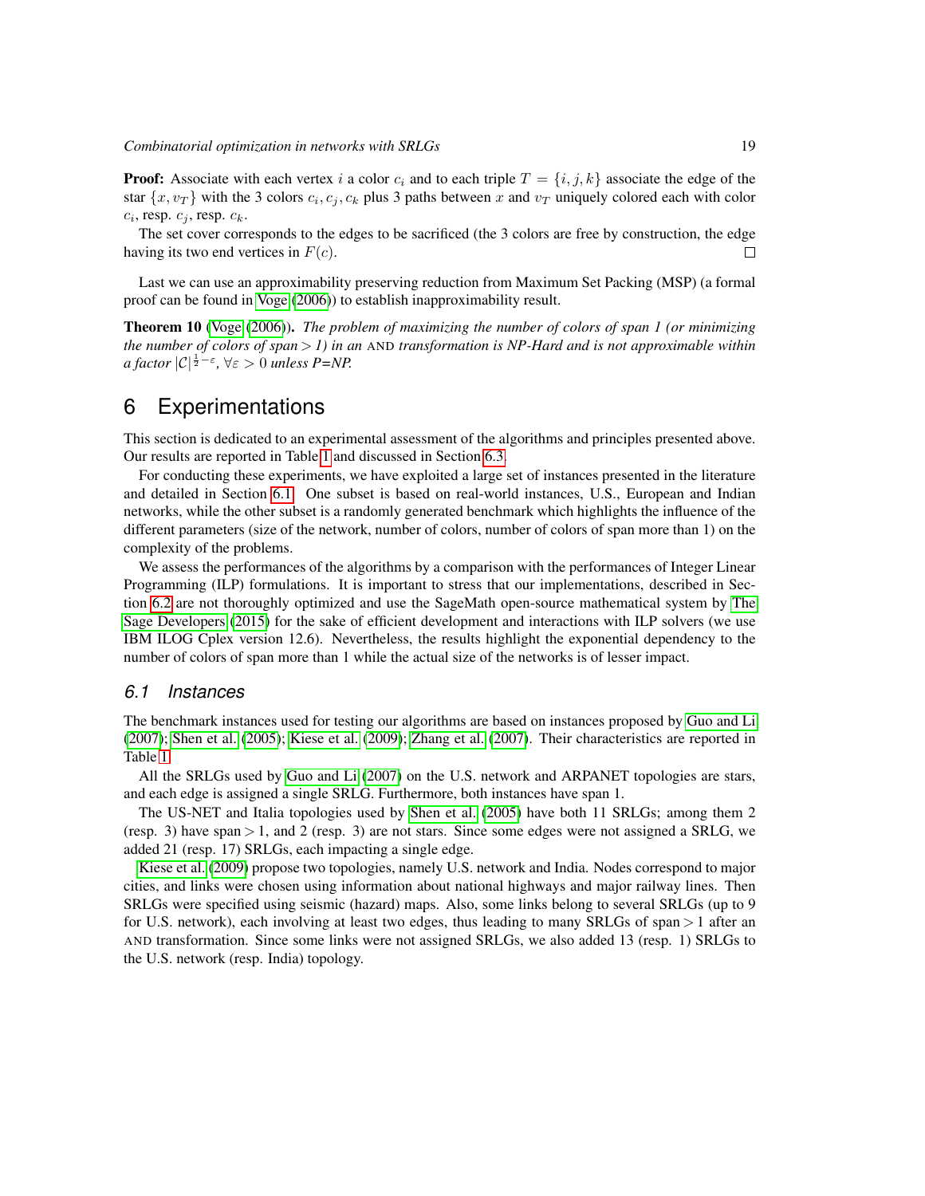**Proof:** Associate with each vertex $i$ a color $c_i$ and to each triple $T = \{i, j, k\}$ associate the edge of the star $\{x, v_T\}$ with the 3 colors $c_i, c_j, c_k$ plus 3 paths between $x$ and $v_T$ uniquely colored each with color $c_i$, resp. $c_j$, resp. $c_k$.

The set cover corresponds to the edges to be sacrificed (the 3 colors are free by construction, the edge having its two end vertices in $F(c)$. □

Last we can use an approximability preserving reduction from Maximum Set Packing (MSP) (a formal proof can be found in Voge (2006)) to establish inapproximability result.

**Theorem 10** (Voge (2006))**.** *The problem of maximizing the number of colors of span 1 (or minimizing the number of colors of span > 1) in an* AND *transformation is NP-Hard and is not approximable within a factor* $|\mathcal{C}|^{\frac{1}{2}-\varepsilon}$*,* $\forall \varepsilon > 0$ *unless P=NP.*

# 6 Experimentations

This section is dedicated to an experimental assessment of the algorithms and principles presented above. Our results are reported in Table 1 and discussed in Section 6.3.

For conducting these experiments, we have exploited a large set of instances presented in the literature and detailed in Section 6.1. One subset is based on real-world instances, U.S., European and Indian networks, while the other subset is a randomly generated benchmark which highlights the influence of the different parameters (size of the network, number of colors, number of colors of span more than 1) on the complexity of the problems.

We assess the performances of the algorithms by a comparison with the performances of Integer Linear Programming (ILP) formulations. It is important to stress that our implementations, described in Section 6.2 are not thoroughly optimized and use the SageMath open-source mathematical system by The Sage Developers (2015) for the sake of efficient development and interactions with ILP solvers (we use IBM ILOG Cplex version 12.6). Nevertheless, the results highlight the exponential dependency to the number of colors of span more than 1 while the actual size of the networks is of lesser impact.

## *6.1 Instances*

The benchmark instances used for testing our algorithms are based on instances proposed by Guo and Li (2007); Shen et al. (2005); Kiese et al. (2009); Zhang et al. (2007). Their characteristics are reported in Table 1.

All the SRLGs used by Guo and Li (2007) on the U.S. network and ARPANET topologies are stars, and each edge is assigned a single SRLG. Furthermore, both instances have span 1.

The US-NET and Italia topologies used by Shen et al. (2005) have both 11 SRLGs; among them 2 (resp. 3) have span $> 1$, and 2 (resp. 3) are not stars. Since some edges were not assigned a SRLG, we added 21 (resp. 17) SRLGs, each impacting a single edge.

Kiese et al. (2009) propose two topologies, namely U.S. network and India. Nodes correspond to major cities, and links were chosen using information about national highways and major railway lines. Then SRLGs were specified using seismic (hazard) maps. Also, some links belong to several SRLGs (up to 9 for U.S. network), each involving at least two edges, thus leading to many SRLGs of span $> 1$ after an AND transformation. Since some links were not assigned SRLGs, we also added 13 (resp. 1) SRLGs to the U.S. network (resp. India) topology.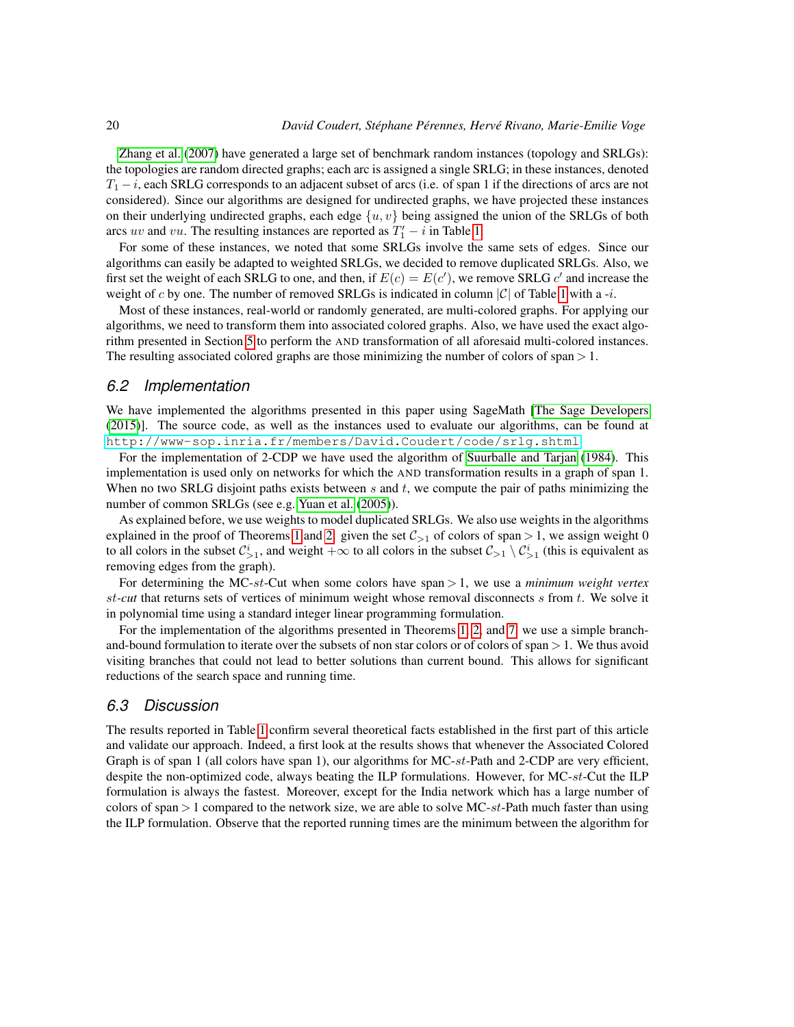Zhang et al. (2007) have generated a large set of benchmark random instances (topology and SRLGs): the topologies are random directed graphs; each arc is assigned a single SRLG; in these instances, denoted $T_1 - i$, each SRLG corresponds to an adjacent subset of arcs (i.e. of span 1 if the directions of arcs are not considered). Since our algorithms are designed for undirected graphs, we have projected these instances on their underlying undirected graphs, each edge $\{u, v\}$ being assigned the union of the SRLGs of both arcs $uv$ and $vu$. The resulting instances are reported as $T_1' - i$ in Table 1.

For some of these instances, we noted that some SRLGs involve the same sets of edges. Since our algorithms can easily be adapted to weighted SRLGs, we decided to remove duplicated SRLGs. Also, we first set the weight of each SRLG to one, and then, if $E(c) = E(c')$, we remove SRLG $c'$ and increase the weight of $c$ by one. The number of removed SRLGs is indicated in column $|\mathcal{C}|$ of Table 1 with a -$i$.

Most of these instances, real-world or randomly generated, are multi-colored graphs. For applying our algorithms, we need to transform them into associated colored graphs. Also, we have used the exact algorithm presented in Section 5 to perform the AND transformation of all aforesaid multi-colored instances. The resulting associated colored graphs are those minimizing the number of colors of span $> 1$.

## 6.2 Implementation

We have implemented the algorithms presented in this paper using SageMath [The Sage Developers (2015)]. The source code, as well as the instances used to evaluate our algorithms, can be found at `http://www-sop.inria.fr/members/David.Coudert/code/srlg.shtml`.

For the implementation of 2-CDP we have used the algorithm of Suurballe and Tarjan (1984). This implementation is used only on networks for which the AND transformation results in a graph of span 1. When no two SRLG disjoint paths exists between $s$ and $t$, we compute the pair of paths minimizing the number of common SRLGs (see e.g. Yuan et al. (2005)).

As explained before, we use weights to model duplicated SRLGs. We also use weights in the algorithms explained in the proof of Theorems 1 and 2: given the set $\mathcal{C}_{>1}$ of colors of span $> 1$, we assign weight 0 to all colors in the subset $\mathcal{C}^i_{>1}$, and weight $+\infty$ to all colors in the subset $\mathcal{C}_{>1} \setminus \mathcal{C}^i_{>1}$ (this is equivalent as removing edges from the graph).

For determining the MC-$st$-Cut when some colors have span $> 1$, we use a *minimum weight vertex $st$-cut* that returns sets of vertices of minimum weight whose removal disconnects $s$ from $t$. We solve it in polynomial time using a standard integer linear programming formulation.

For the implementation of the algorithms presented in Theorems 1, 2, and 7, we use a simple branch-and-bound formulation to iterate over the subsets of non star colors or of colors of span $> 1$. We thus avoid visiting branches that could not lead to better solutions than current bound. This allows for significant reductions of the search space and running time.

## 6.3 Discussion

The results reported in Table 1 confirm several theoretical facts established in the first part of this article and validate our approach. Indeed, a first look at the results shows that whenever the Associated Colored Graph is of span 1 (all colors have span 1), our algorithms for MC-$st$-Path and 2-CDP are very efficient, despite the non-optimized code, always beating the ILP formulations. However, for MC-$st$-Cut the ILP formulation is always the fastest. Moreover, except for the India network which has a large number of colors of span $> 1$ compared to the network size, we are able to solve MC-$st$-Path much faster than using the ILP formulation. Observe that the reported running times are the minimum between the algorithm for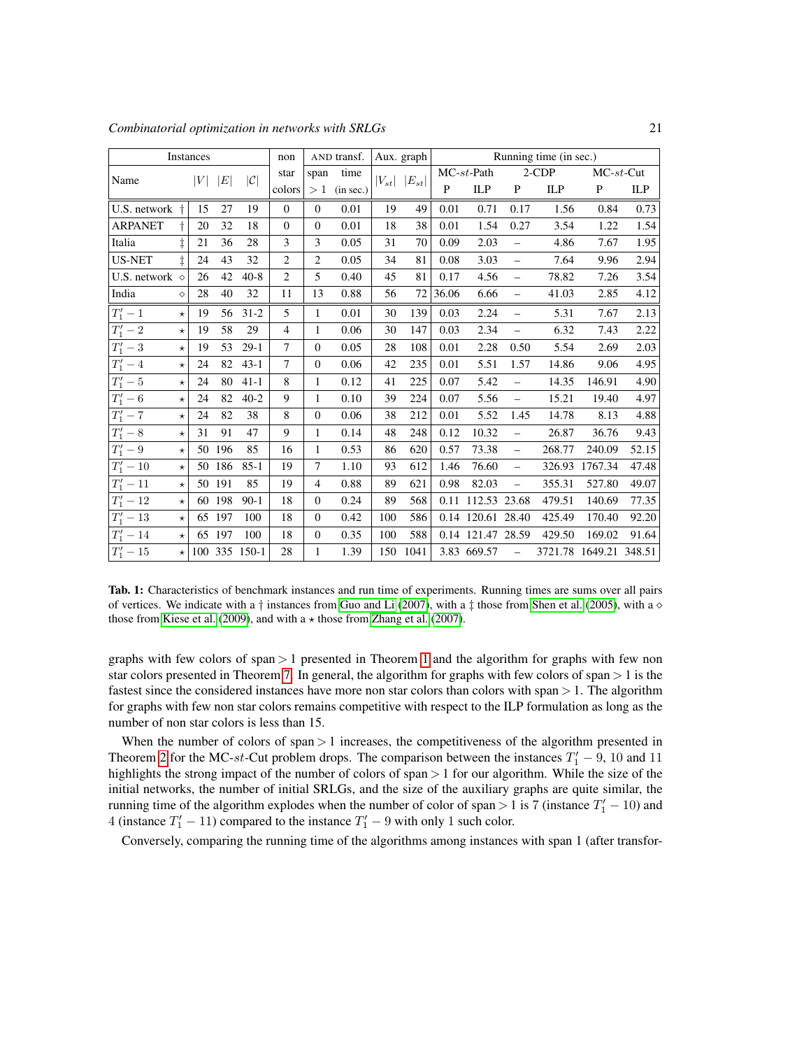| Instances | | | | | non star colors | AND transf. | | Aux. graph | | Running time (in sec.) | | | | | |
|---|---|---|---|---|---|---|---|---|---|---|---|---|---|---|---|
| Name | | $\|V\|$ | $\|E\|$ | $\|\mathcal{C}\|$ | | span $> 1$ | time (in sec.) | $\|V_{st}\|$ | $\|E_{st}\|$ | MC-$st$-Path | | 2-CDP | | MC-$st$-Cut | |
| | | | | | | | | | | P | ILP | P | ILP | P | ILP |
| U.S. network | † | 15 | 27 | 19 | 0 | 0 | 0.01 | 19 | 49 | 0.01 | 0.71 | 0.17 | 1.56 | 0.84 | 0.73 |
| ARPANET | † | 20 | 32 | 18 | 0 | 0 | 0.01 | 18 | 38 | 0.01 | 1.54 | 0.27 | 3.54 | 1.22 | 1.54 |
| Italia | ‡ | 21 | 36 | 28 | 3 | 3 | 0.05 | 31 | 70 | 0.09 | 2.03 | – | 4.86 | 7.67 | 1.95 |
| US-NET | ‡ | 24 | 43 | 32 | 2 | 2 | 0.05 | 34 | 81 | 0.08 | 3.03 | – | 7.64 | 9.96 | 2.94 |
| U.S. network | ⋄ | 26 | 42 | 40-8 | 2 | 5 | 0.40 | 45 | 81 | 0.17 | 4.56 | – | 78.82 | 7.26 | 3.54 |
| India | ⋄ | 28 | 40 | 32 | 11 | 13 | 0.88 | 56 | 72 | 36.06 | 6.66 | – | 41.03 | 2.85 | 4.12 |
| $T_1' - 1$ | ⋆ | 19 | 56 | 31-2 | 5 | 1 | 0.01 | 30 | 139 | 0.03 | 2.24 | – | 5.31 | 7.67 | 2.13 |
| $T_1' - 2$ | ⋆ | 19 | 58 | 29 | 4 | 1 | 0.06 | 30 | 147 | 0.03 | 2.34 | – | 6.32 | 7.43 | 2.22 |
| $T_1' - 3$ | ⋆ | 19 | 53 | 29-1 | 7 | 0 | 0.05 | 28 | 108 | 0.01 | 2.28 | 0.50 | 5.54 | 2.69 | 2.03 |
| $T_1' - 4$ | ⋆ | 24 | 82 | 43-1 | 7 | 0 | 0.06 | 42 | 235 | 0.01 | 5.51 | 1.57 | 14.86 | 9.06 | 4.95 |
| $T_1' - 5$ | ⋆ | 24 | 80 | 41-1 | 8 | 1 | 0.12 | 41 | 225 | 0.07 | 5.42 | – | 14.35 | 146.91 | 4.90 |
| $T_1' - 6$ | ⋆ | 24 | 82 | 40-2 | 9 | 1 | 0.10 | 39 | 224 | 0.07 | 5.56 | – | 15.21 | 19.40 | 4.97 |
| $T_1' - 7$ | ⋆ | 24 | 82 | 38 | 8 | 0 | 0.06 | 38 | 212 | 0.01 | 5.52 | 1.45 | 14.78 | 8.13 | 4.88 |
| $T_1' - 8$ | ⋆ | 31 | 91 | 47 | 9 | 1 | 0.14 | 48 | 248 | 0.12 | 10.32 | – | 26.87 | 36.76 | 9.43 |
| $T_1' - 9$ | ⋆ | 50 | 196 | 85 | 16 | 1 | 0.53 | 86 | 620 | 0.57 | 73.38 | – | 268.77 | 240.09 | 52.15 |
| $T_1' - 10$ | ⋆ | 50 | 186 | 85-1 | 19 | 7 | 1.10 | 93 | 612 | 1.46 | 76.60 | – | 326.93 | 1767.34 | 47.48 |
| $T_1' - 11$ | ⋆ | 50 | 191 | 85 | 19 | 4 | 0.88 | 89 | 621 | 0.98 | 82.03 | – | 355.31 | 527.80 | 49.07 |
| $T_1' - 12$ | ⋆ | 60 | 198 | 90-1 | 18 | 0 | 0.24 | 89 | 568 | 0.11 | 112.53 | 23.68 | 479.51 | 140.69 | 77.35 |
| $T_1' - 13$ | ⋆ | 65 | 197 | 100 | 18 | 0 | 0.42 | 100 | 586 | 0.14 | 120.61 | 28.40 | 425.49 | 170.40 | 92.20 |
| $T_1' - 14$ | ⋆ | 65 | 197 | 100 | 18 | 0 | 0.35 | 100 | 588 | 0.14 | 121.47 | 28.59 | 429.50 | 169.02 | 91.64 |
| $T_1' - 15$ | ⋆ | 100 | 335 | 150-1 | 28 | 1 | 1.39 | 150 | 1041 | 3.83 | 669.57 | – | 3721.78 | 1649.21 | 348.51 |

**Tab. 1:** Characteristics of benchmark instances and run time of experiments. Running times are sums over all pairs of vertices. We indicate with a † instances from Guo and Li (2007), with a ‡ those from Shen et al. (2005), with a ⋄ those from Kiese et al. (2009), and with a ⋆ those from Zhang et al. (2007).

graphs with few colors of span $> 1$ presented in Theorem 1 and the algorithm for graphs with few non star colors presented in Theorem 7. In general, the algorithm for graphs with few colors of span $> 1$ is the fastest since the considered instances have more non star colors than colors with span $> 1$. The algorithm for graphs with few non star colors remains competitive with respect to the ILP formulation as long as the number of non star colors is less than 15.

When the number of colors of span $> 1$ increases, the competitiveness of the algorithm presented in Theorem 2 for the MC-$st$-Cut problem drops. The comparison between the instances $T_1' - 9$, 10 and 11 highlights the strong impact of the number of colors of span $> 1$ for our algorithm. While the size of the initial networks, the number of initial SRLGs, and the size of the auxiliary graphs are quite similar, the running time of the algorithm explodes when the number of color of span $> 1$ is 7 (instance $T_1' - 10$) and 4 (instance $T_1' - 11$) compared to the instance $T_1' - 9$ with only 1 such color.

Conversely, comparing the running time of the algorithms among instances with span 1 (after transfor-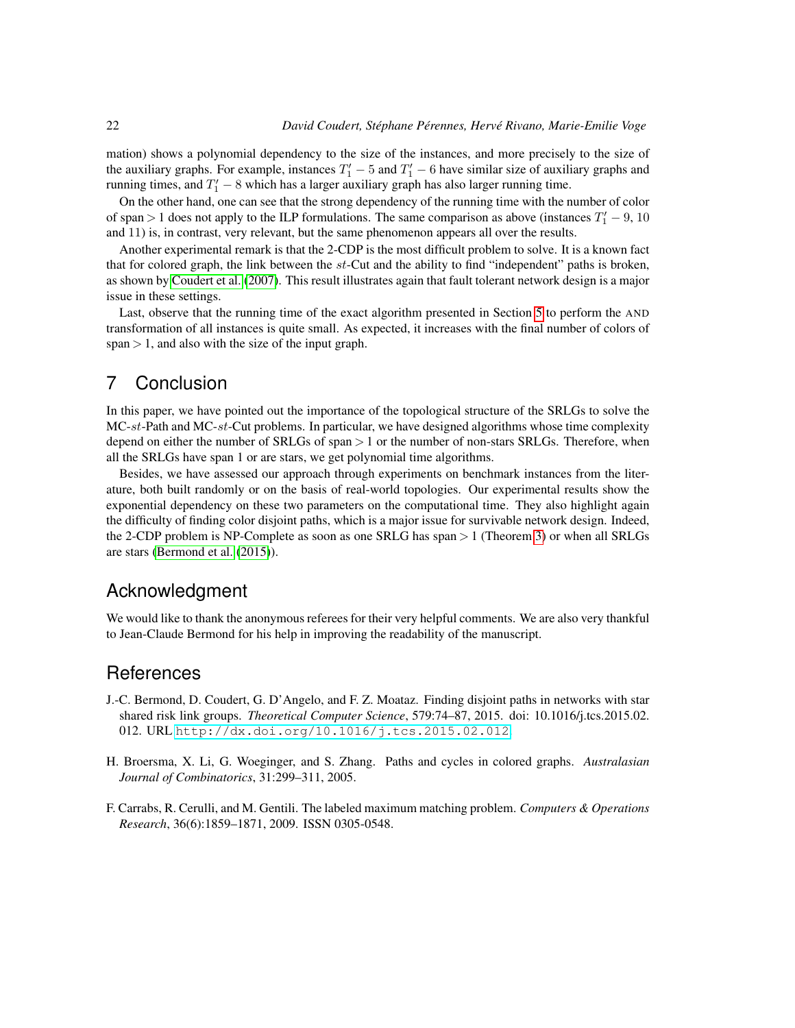mation) shows a polynomial dependency to the size of the instances, and more precisely to the size of the auxiliary graphs. For example, instances $T_1' - 5$ and $T_1' - 6$ have similar size of auxiliary graphs and running times, and $T_1' - 8$ which has a larger auxiliary graph has also larger running time.

On the other hand, one can see that the strong dependency of the running time with the number of color of span $> 1$ does not apply to the ILP formulations. The same comparison as above (instances $T_1' - 9$, 10 and 11) is, in contrast, very relevant, but the same phenomenon appears all over the results.

Another experimental remark is that the 2-CDP is the most difficult problem to solve. It is a known fact that for colored graph, the link between the $st$-Cut and the ability to find "independent" paths is broken, as shown by Coudert et al. (2007). This result illustrates again that fault tolerant network design is a major issue in these settings.

Last, observe that the running time of the exact algorithm presented in Section 5 to perform the AND transformation of all instances is quite small. As expected, it increases with the final number of colors of span $> 1$, and also with the size of the input graph.

# 7 Conclusion

In this paper, we have pointed out the importance of the topological structure of the SRLGs to solve the MC-$st$-Path and MC-$st$-Cut problems. In particular, we have designed algorithms whose time complexity depend on either the number of SRLGs of span $> 1$ or the number of non-stars SRLGs. Therefore, when all the SRLGs have span 1 or are stars, we get polynomial time algorithms.

Besides, we have assessed our approach through experiments on benchmark instances from the literature, both built randomly or on the basis of real-world topologies. Our experimental results show the exponential dependency on these two parameters on the computational time. They also highlight again the difficulty of finding color disjoint paths, which is a major issue for survivable network design. Indeed, the 2-CDP problem is NP-Complete as soon as one SRLG has span $> 1$ (Theorem 3) or when all SRLGs are stars (Bermond et al. (2015)).

# Acknowledgment

We would like to thank the anonymous referees for their very helpful comments. We are also very thankful to Jean-Claude Bermond for his help in improving the readability of the manuscript.

# References

J.-C. Bermond, D. Coudert, G. D'Angelo, and F. Z. Moataz. Finding disjoint paths in networks with star shared risk link groups. *Theoretical Computer Science*, 579:74–87, 2015. doi: 10.1016/j.tcs.2015.02.012. URL http://dx.doi.org/10.1016/j.tcs.2015.02.012.

H. Broersma, X. Li, G. Woeginger, and S. Zhang. Paths and cycles in colored graphs. *Australasian Journal of Combinatorics*, 31:299–311, 2005.

F. Carrabs, R. Cerulli, and M. Gentili. The labeled maximum matching problem. *Computers & Operations Research*, 36(6):1859–1871, 2009. ISSN 0305-0548.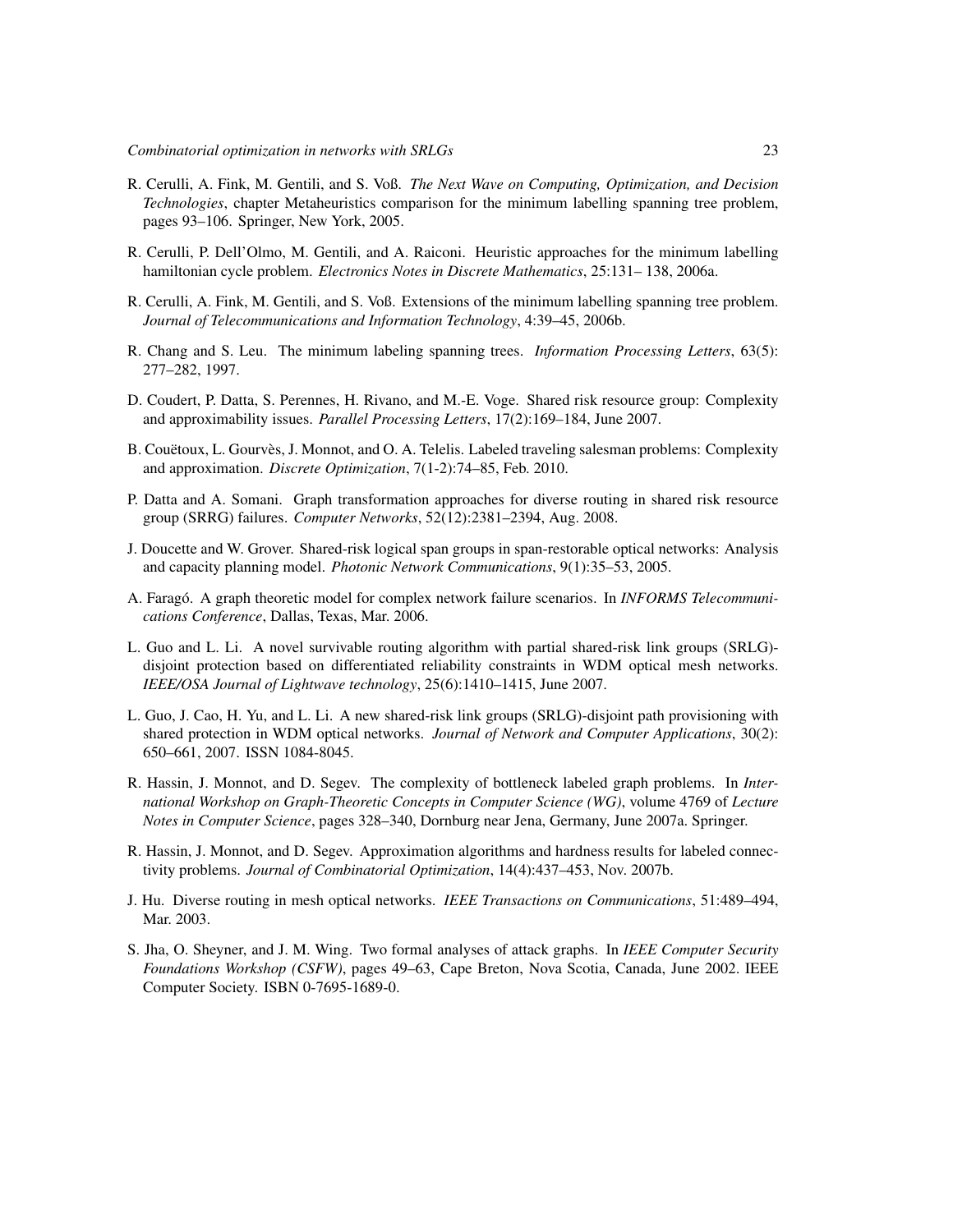R. Cerulli, A. Fink, M. Gentili, and S. Voß. *The Next Wave on Computing, Optimization, and Decision Technologies*, chapter Metaheuristics comparison for the minimum labelling spanning tree problem, pages 93–106. Springer, New York, 2005.

R. Cerulli, P. Dell'Olmo, M. Gentili, and A. Raiconi. Heuristic approaches for the minimum labelling hamiltonian cycle problem. *Electronics Notes in Discrete Mathematics*, 25:131– 138, 2006a.

R. Cerulli, A. Fink, M. Gentili, and S. Voß. Extensions of the minimum labelling spanning tree problem. *Journal of Telecommunications and Information Technology*, 4:39–45, 2006b.

R. Chang and S. Leu. The minimum labeling spanning trees. *Information Processing Letters*, 63(5): 277–282, 1997.

D. Coudert, P. Datta, S. Perennes, H. Rivano, and M.-E. Voge. Shared risk resource group: Complexity and approximability issues. *Parallel Processing Letters*, 17(2):169–184, June 2007.

B. Couëtoux, L. Gourvès, J. Monnot, and O. A. Telelis. Labeled traveling salesman problems: Complexity and approximation. *Discrete Optimization*, 7(1-2):74–85, Feb. 2010.

P. Datta and A. Somani. Graph transformation approaches for diverse routing in shared risk resource group (SRRG) failures. *Computer Networks*, 52(12):2381–2394, Aug. 2008.

J. Doucette and W. Grover. Shared-risk logical span groups in span-restorable optical networks: Analysis and capacity planning model. *Photonic Network Communications*, 9(1):35–53, 2005.

A. Faragó. A graph theoretic model for complex network failure scenarios. In *INFORMS Telecommunications Conference*, Dallas, Texas, Mar. 2006.

L. Guo and L. Li. A novel survivable routing algorithm with partial shared-risk link groups (SRLG)-disjoint protection based on differentiated reliability constraints in WDM optical mesh networks. *IEEE/OSA Journal of Lightwave technology*, 25(6):1410–1415, June 2007.

L. Guo, J. Cao, H. Yu, and L. Li. A new shared-risk link groups (SRLG)-disjoint path provisioning with shared protection in WDM optical networks. *Journal of Network and Computer Applications*, 30(2): 650–661, 2007. ISSN 1084-8045.

R. Hassin, J. Monnot, and D. Segev. The complexity of bottleneck labeled graph problems. In *International Workshop on Graph-Theoretic Concepts in Computer Science (WG)*, volume 4769 of *Lecture Notes in Computer Science*, pages 328–340, Dornburg near Jena, Germany, June 2007a. Springer.

R. Hassin, J. Monnot, and D. Segev. Approximation algorithms and hardness results for labeled connectivity problems. *Journal of Combinatorial Optimization*, 14(4):437–453, Nov. 2007b.

J. Hu. Diverse routing in mesh optical networks. *IEEE Transactions on Communications*, 51:489–494, Mar. 2003.

S. Jha, O. Sheyner, and J. M. Wing. Two formal analyses of attack graphs. In *IEEE Computer Security Foundations Workshop (CSFW)*, pages 49–63, Cape Breton, Nova Scotia, Canada, June 2002. IEEE Computer Society. ISBN 0-7695-1689-0.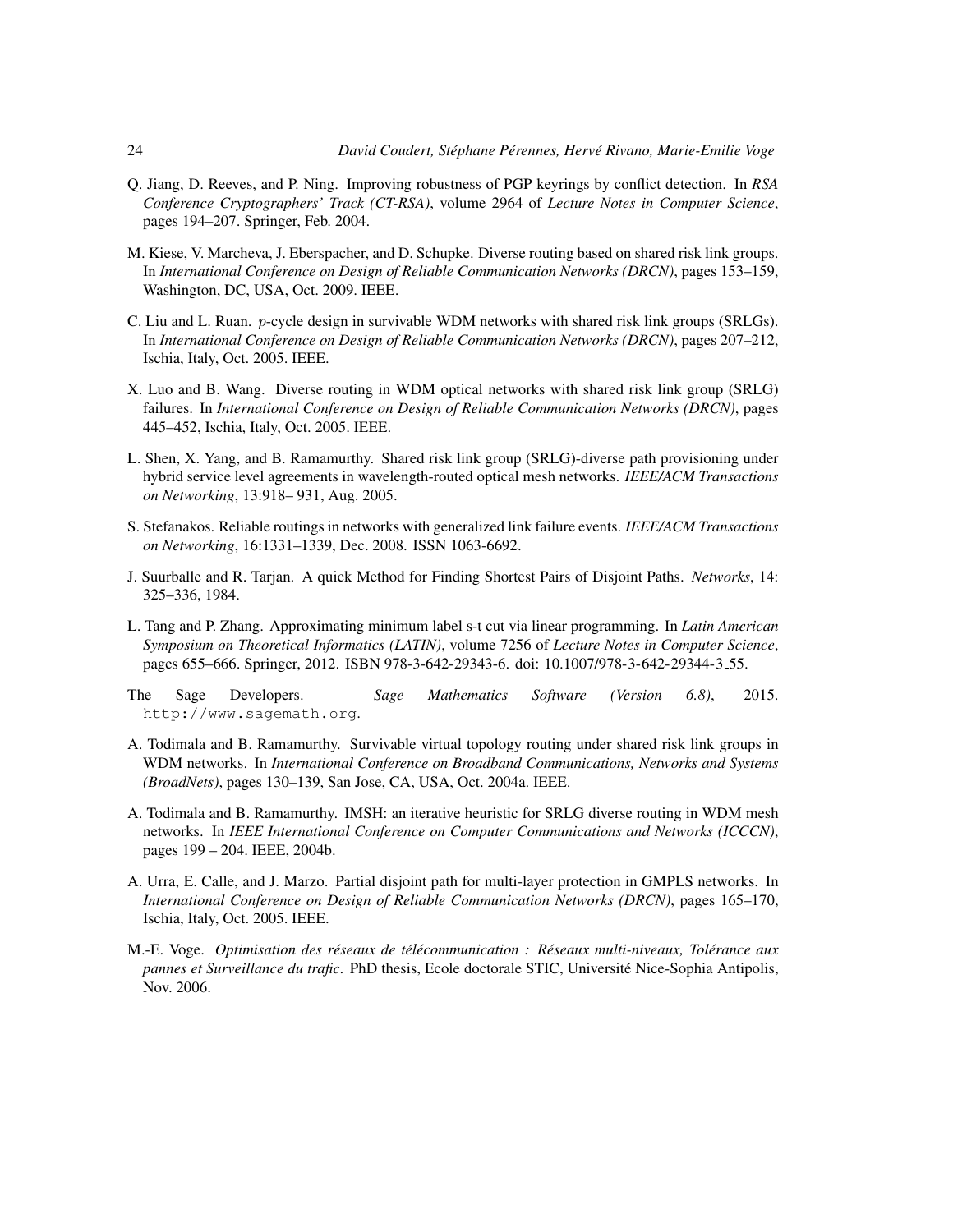Q. Jiang, D. Reeves, and P. Ning. Improving robustness of PGP keyrings by conflict detection. In *RSA Conference Cryptographers' Track (CT-RSA)*, volume 2964 of *Lecture Notes in Computer Science*, pages 194–207. Springer, Feb. 2004.

M. Kiese, V. Marcheva, J. Eberspacher, and D. Schupke. Diverse routing based on shared risk link groups. In *International Conference on Design of Reliable Communication Networks (DRCN)*, pages 153–159, Washington, DC, USA, Oct. 2009. IEEE.

C. Liu and L. Ruan. $p$-cycle design in survivable WDM networks with shared risk link groups (SRLGs). In *International Conference on Design of Reliable Communication Networks (DRCN)*, pages 207–212, Ischia, Italy, Oct. 2005. IEEE.

X. Luo and B. Wang. Diverse routing in WDM optical networks with shared risk link group (SRLG) failures. In *International Conference on Design of Reliable Communication Networks (DRCN)*, pages 445–452, Ischia, Italy, Oct. 2005. IEEE.

L. Shen, X. Yang, and B. Ramamurthy. Shared risk link group (SRLG)-diverse path provisioning under hybrid service level agreements in wavelength-routed optical mesh networks. *IEEE/ACM Transactions on Networking*, 13:918– 931, Aug. 2005.

S. Stefanakos. Reliable routings in networks with generalized link failure events. *IEEE/ACM Transactions on Networking*, 16:1331–1339, Dec. 2008. ISSN 1063-6692.

J. Suurballe and R. Tarjan. A quick Method for Finding Shortest Pairs of Disjoint Paths. *Networks*, 14: 325–336, 1984.

L. Tang and P. Zhang. Approximating minimum label s-t cut via linear programming. In *Latin American Symposium on Theoretical Informatics (LATIN)*, volume 7256 of *Lecture Notes in Computer Science*, pages 655–666. Springer, 2012. ISBN 978-3-642-29343-6. doi: 10.1007/978-3-642-29344-3_55.

The Sage Developers. *Sage Mathematics Software (Version 6.8)*, 2015. http://www.sagemath.org.

A. Todimala and B. Ramamurthy. Survivable virtual topology routing under shared risk link groups in WDM networks. In *International Conference on Broadband Communications, Networks and Systems (BroadNets)*, pages 130–139, San Jose, CA, USA, Oct. 2004a. IEEE.

A. Todimala and B. Ramamurthy. IMSH: an iterative heuristic for SRLG diverse routing in WDM mesh networks. In *IEEE International Conference on Computer Communications and Networks (ICCCN)*, pages 199 – 204. IEEE, 2004b.

A. Urra, E. Calle, and J. Marzo. Partial disjoint path for multi-layer protection in GMPLS networks. In *International Conference on Design of Reliable Communication Networks (DRCN)*, pages 165–170, Ischia, Italy, Oct. 2005. IEEE.

M.-E. Voge. *Optimisation des réseaux de télécommunication : Réseaux multi-niveaux, Tolérance aux pannes et Surveillance du trafic*. PhD thesis, Ecole doctorale STIC, Université Nice-Sophia Antipolis, Nov. 2006.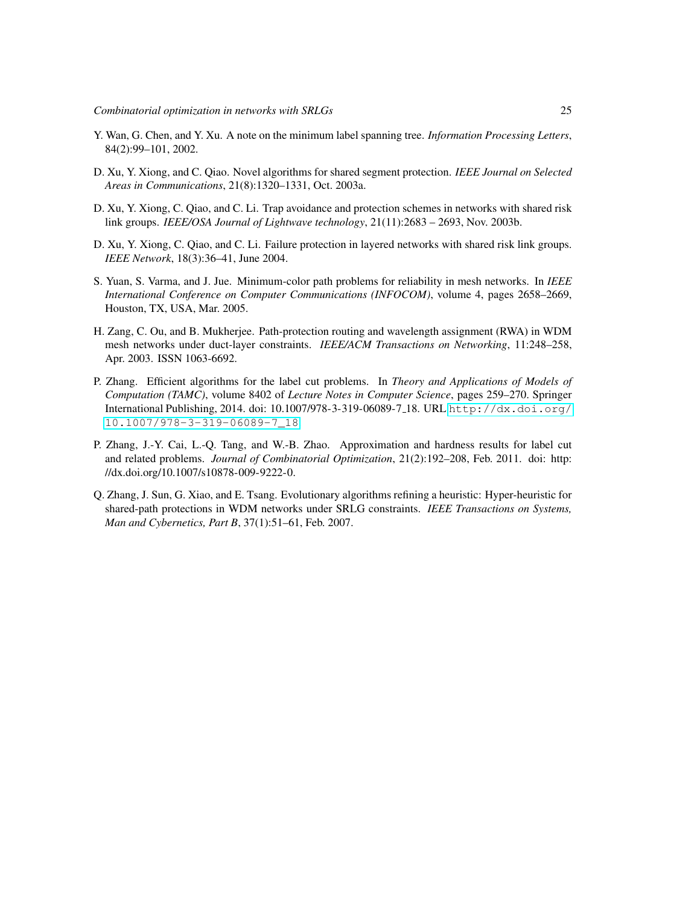Y. Wan, G. Chen, and Y. Xu. A note on the minimum label spanning tree. *Information Processing Letters*, 84(2):99–101, 2002.

D. Xu, Y. Xiong, and C. Qiao. Novel algorithms for shared segment protection. *IEEE Journal on Selected Areas in Communications*, 21(8):1320–1331, Oct. 2003a.

D. Xu, Y. Xiong, C. Qiao, and C. Li. Trap avoidance and protection schemes in networks with shared risk link groups. *IEEE/OSA Journal of Lightwave technology*, 21(11):2683 – 2693, Nov. 2003b.

D. Xu, Y. Xiong, C. Qiao, and C. Li. Failure protection in layered networks with shared risk link groups. *IEEE Network*, 18(3):36–41, June 2004.

S. Yuan, S. Varma, and J. Jue. Minimum-color path problems for reliability in mesh networks. In *IEEE International Conference on Computer Communications (INFOCOM)*, volume 4, pages 2658–2669, Houston, TX, USA, Mar. 2005.

H. Zang, C. Ou, and B. Mukherjee. Path-protection routing and wavelength assignment (RWA) in WDM mesh networks under duct-layer constraints. *IEEE/ACM Transactions on Networking*, 11:248–258, Apr. 2003. ISSN 1063-6692.

P. Zhang. Efficient algorithms for the label cut problems. In *Theory and Applications of Models of Computation (TAMC)*, volume 8402 of *Lecture Notes in Computer Science*, pages 259–270. Springer International Publishing, 2014. doi: 10.1007/978-3-319-06089-7_18. URL http://dx.doi.org/10.1007/978-3-319-06089-7_18.

P. Zhang, J.-Y. Cai, L.-Q. Tang, and W.-B. Zhao. Approximation and hardness results for label cut and related problems. *Journal of Combinatorial Optimization*, 21(2):192–208, Feb. 2011. doi: http://dx.doi.org/10.1007/s10878-009-9222-0.

Q. Zhang, J. Sun, G. Xiao, and E. Tsang. Evolutionary algorithms refining a heuristic: Hyper-heuristic for shared-path protections in WDM networks under SRLG constraints. *IEEE Transactions on Systems, Man and Cybernetics, Part B*, 37(1):51–61, Feb. 2007.